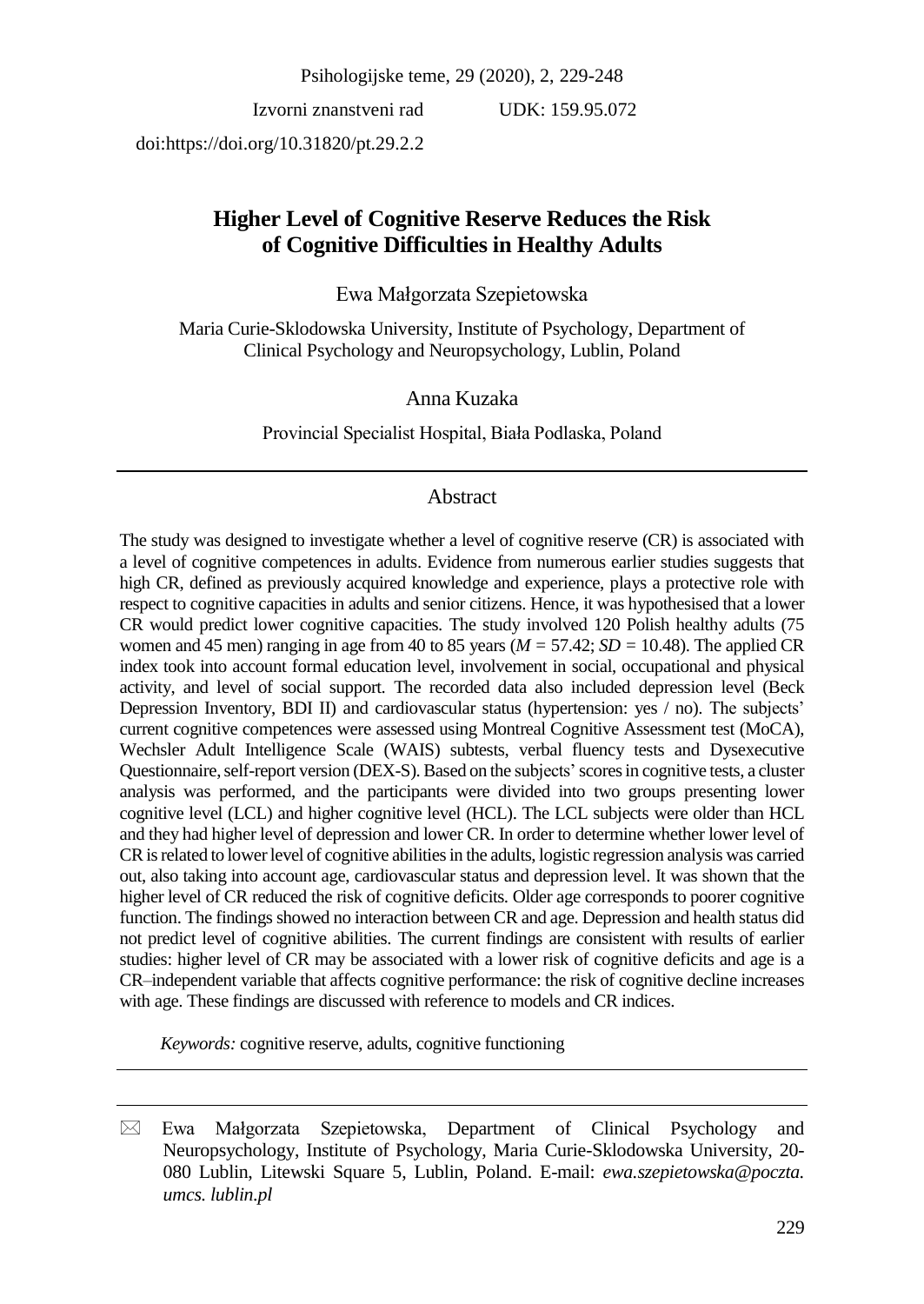Izvorni znanstveni rad UDK: 159.95.072

doi:https://doi.org/10.31820/pt.29.2.2

# Higher Level of Cognitive Reserve Reduces the Risk of Cognitive Difficulties in Healthy Adults

Ewa Małgorzata Szepietowska

Maria Curie-Sklodowska University, Institute of Psychology, Department of Clinical Psychology and Neuropsychology, Lublin, Poland

Anna Kuzaka

Provincial Specialist Hospital, Biała Podlaska, Poland

## Abstract

The study was designed to investigate whether a level of cognitive reserve (CR) is associated with a level of cognitive competences in adults. Evidence from numerous earlier studies suggests that high CR, defined as previously acquired knowledge and experience, plays a protective role with respect to cognitive capacities in adults and senior citizens. Hence, it was hypothesised that a lower CR would predict lower cognitive capacities. The study involved 120 Polish healthy adults (75 women and 45 men) ranging in age from 40 to 85 years ($M = 57.42$; $SD = 10.48$). The applied CR index took into account formal education level, involvement in social, occupational and physical activity, and level of social support. The recorded data also included depression level (Beck Depression Inventory, BDI II) and cardiovascular status (hypertension: yes / no). The subjects' current cognitive competences were assessed using Montreal Cognitive Assessment test (MoCA), Wechsler Adult Intelligence Scale (WAIS) subtests, verbal fluency tests and Dysexecutive Questionnaire, self-report version (DEX-S). Based on the subjects' scores in cognitive tests, a cluster analysis was performed, and the participants were divided into two groups presenting lower cognitive level (LCL) and higher cognitive level (HCL). The LCL subjects were older than HCL and they had higher level of depression and lower CR. In order to determine whether lower level of CR is related to lower level of cognitive abilities in the adults, logistic regression analysis was carried out, also taking into account age, cardiovascular status and depression level. It was shown that the higher level of CR reduced the risk of cognitive deficits. Older age corresponds to poorer cognitive function. The findings showed no interaction between CR and age. Depression and health status did not predict level of cognitive abilities. The current findings are consistent with results of earlier studies: higher level of CR may be associated with a lower risk of cognitive deficits and age is a CR–independent variable that affects cognitive performance: the risk of cognitive decline increases with age. These findings are discussed with reference to models and CR indices.

*Keywords:* cognitive reserve, adults, cognitive functioning

---

✉ Ewa Małgorzata Szepietowska, Department of Clinical Psychology and Neuropsychology, Institute of Psychology, Maria Curie-Sklodowska University, 20-080 Lublin, Litewski Square 5, Lublin, Poland. E-mail: *ewa.szepietowska@poczta.umcs.lublin.pl*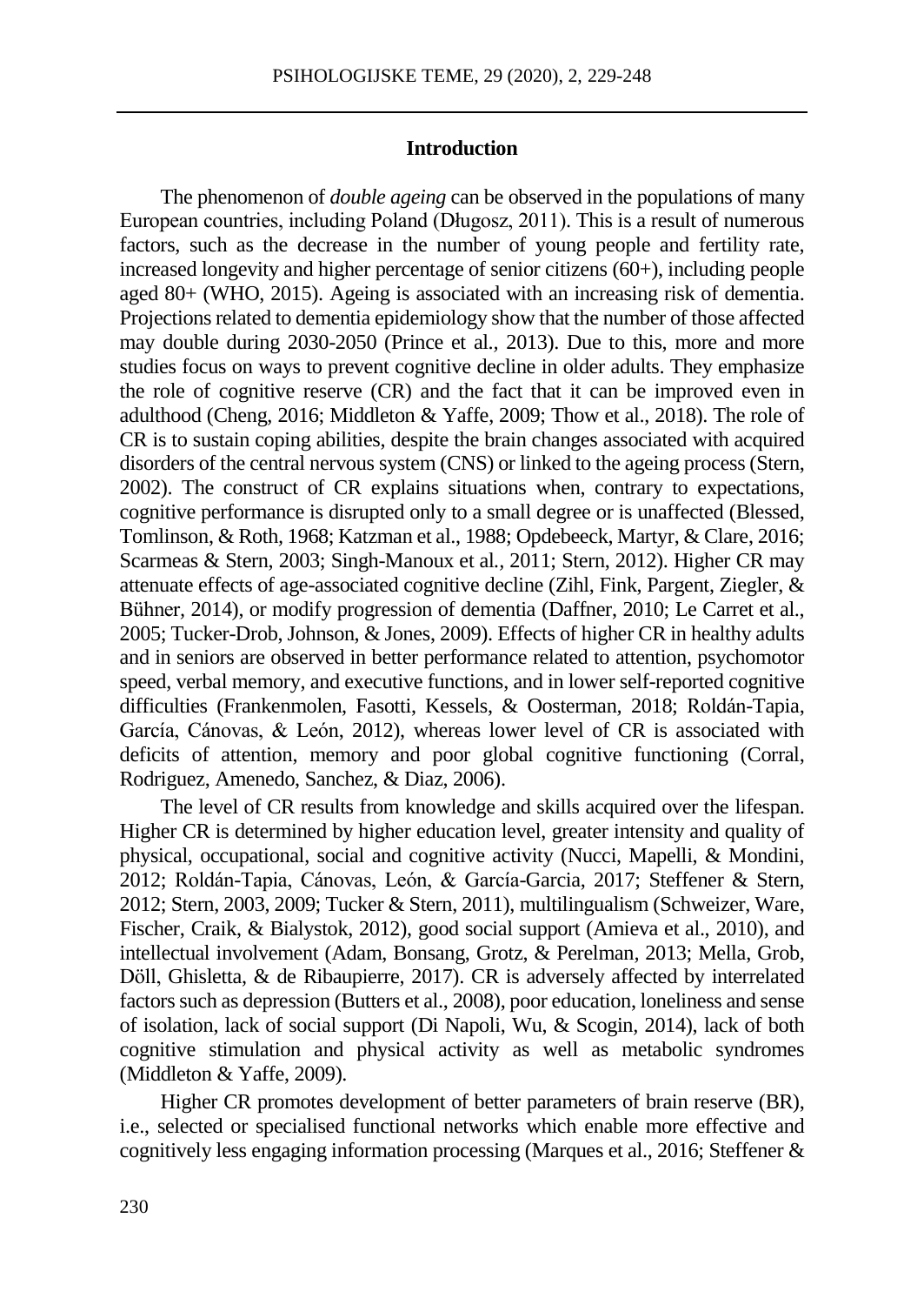## Introduction

The phenomenon of *double ageing* can be observed in the populations of many European countries, including Poland (Długosz, 2011). This is a result of numerous factors, such as the decrease in the number of young people and fertility rate, increased longevity and higher percentage of senior citizens (60+), including people aged 80+ (WHO, 2015). Ageing is associated with an increasing risk of dementia. Projections related to dementia epidemiology show that the number of those affected may double during 2030-2050 (Prince et al., 2013). Due to this, more and more studies focus on ways to prevent cognitive decline in older adults. They emphasize the role of cognitive reserve (CR) and the fact that it can be improved even in adulthood (Cheng, 2016; Middleton & Yaffe, 2009; Thow et al., 2018). The role of CR is to sustain coping abilities, despite the brain changes associated with acquired disorders of the central nervous system (CNS) or linked to the ageing process (Stern, 2002). The construct of CR explains situations when, contrary to expectations, cognitive performance is disrupted only to a small degree or is unaffected (Blessed, Tomlinson, & Roth, 1968; Katzman et al., 1988; Opdebeeck, Martyr, & Clare, 2016; Scarmeas & Stern, 2003; Singh-Manoux et al., 2011; Stern, 2012). Higher CR may attenuate effects of age-associated cognitive decline (Zihl, Fink, Pargent, Ziegler, & Bühner, 2014), or modify progression of dementia (Daffner, 2010; Le Carret et al., 2005; Tucker-Drob, Johnson, & Jones, 2009). Effects of higher CR in healthy adults and in seniors are observed in better performance related to attention, psychomotor speed, verbal memory, and executive functions, and in lower self-reported cognitive difficulties (Frankenmolen, Fasotti, Kessels, & Oosterman, 2018; Roldán-Tapia, García, Cánovas, & León, 2012), whereas lower level of CR is associated with deficits of attention, memory and poor global cognitive functioning (Corral, Rodriguez, Amenedo, Sanchez, & Diaz, 2006).

The level of CR results from knowledge and skills acquired over the lifespan. Higher CR is determined by higher education level, greater intensity and quality of physical, occupational, social and cognitive activity (Nucci, Mapelli, & Mondini, 2012; Roldán-Tapia, Cánovas, León, & García-Garcia, 2017; Steffener & Stern, 2012; Stern, 2003, 2009; Tucker & Stern, 2011), multilingualism (Schweizer, Ware, Fischer, Craik, & Bialystok, 2012), good social support (Amieva et al., 2010), and intellectual involvement (Adam, Bonsang, Grotz, & Perelman, 2013; Mella, Grob, Döll, Ghisletta, & de Ribaupierre, 2017). CR is adversely affected by interrelated factors such as depression (Butters et al., 2008), poor education, loneliness and sense of isolation, lack of social support (Di Napoli, Wu, & Scogin, 2014), lack of both cognitive stimulation and physical activity as well as metabolic syndromes (Middleton & Yaffe, 2009).

Higher CR promotes development of better parameters of brain reserve (BR), i.e., selected or specialised functional networks which enable more effective and cognitively less engaging information processing (Marques et al., 2016; Steffener &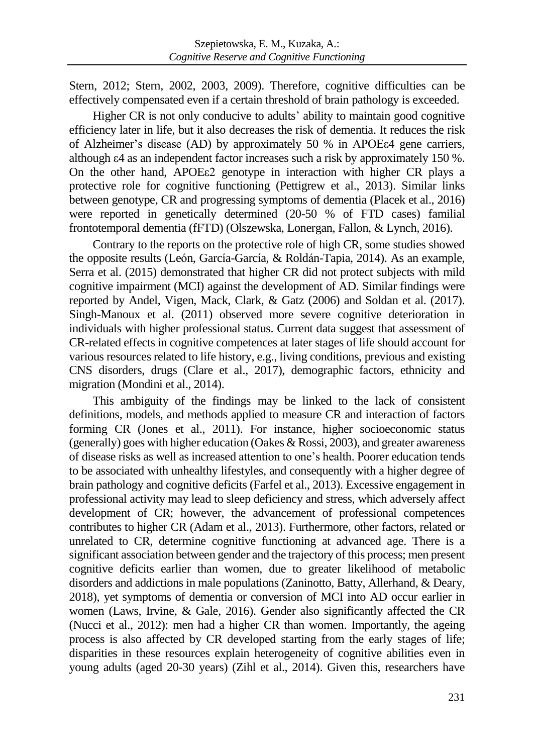Stern, 2012; Stern, 2002, 2003, 2009). Therefore, cognitive difficulties can be effectively compensated even if a certain threshold of brain pathology is exceeded.

Higher CR is not only conducive to adults' ability to maintain good cognitive efficiency later in life, but it also decreases the risk of dementia. It reduces the risk of Alzheimer's disease (AD) by approximately 50 % in APOEε4 gene carriers, although ε4 as an independent factor increases such a risk by approximately 150 %. On the other hand, APOEε2 genotype in interaction with higher CR plays a protective role for cognitive functioning (Pettigrew et al., 2013). Similar links between genotype, CR and progressing symptoms of dementia (Placek et al., 2016) were reported in genetically determined (20-50 % of FTD cases) familial frontotemporal dementia (fFTD) (Olszewska, Lonergan, Fallon, & Lynch, 2016).

Contrary to the reports on the protective role of high CR, some studies showed the opposite results (León, García-García, & Roldán-Tapia, 2014). As an example, Serra et al. (2015) demonstrated that higher CR did not protect subjects with mild cognitive impairment (MCI) against the development of AD. Similar findings were reported by Andel, Vigen, Mack, Clark, & Gatz (2006) and Soldan et al. (2017). Singh-Manoux et al. (2011) observed more severe cognitive deterioration in individuals with higher professional status. Current data suggest that assessment of CR-related effects in cognitive competences at later stages of life should account for various resources related to life history, e.g., living conditions, previous and existing CNS disorders, drugs (Clare et al., 2017), demographic factors, ethnicity and migration (Mondini et al., 2014).

This ambiguity of the findings may be linked to the lack of consistent definitions, models, and methods applied to measure CR and interaction of factors forming CR (Jones et al., 2011). For instance, higher socioeconomic status (generally) goes with higher education (Oakes & Rossi, 2003), and greater awareness of disease risks as well as increased attention to one's health. Poorer education tends to be associated with unhealthy lifestyles, and consequently with a higher degree of brain pathology and cognitive deficits (Farfel et al., 2013). Excessive engagement in professional activity may lead to sleep deficiency and stress, which adversely affect development of CR; however, the advancement of professional competences contributes to higher CR (Adam et al., 2013). Furthermore, other factors, related or unrelated to CR, determine cognitive functioning at advanced age. There is a significant association between gender and the trajectory of this process; men present cognitive deficits earlier than women, due to greater likelihood of metabolic disorders and addictions in male populations (Zaninotto, Batty, Allerhand, & Deary, 2018), yet symptoms of dementia or conversion of MCI into AD occur earlier in women (Laws, Irvine, & Gale, 2016). Gender also significantly affected the CR (Nucci et al., 2012): men had a higher CR than women. Importantly, the ageing process is also affected by CR developed starting from the early stages of life; disparities in these resources explain heterogeneity of cognitive abilities even in young adults (aged 20-30 years) (Zihl et al., 2014). Given this, researchers have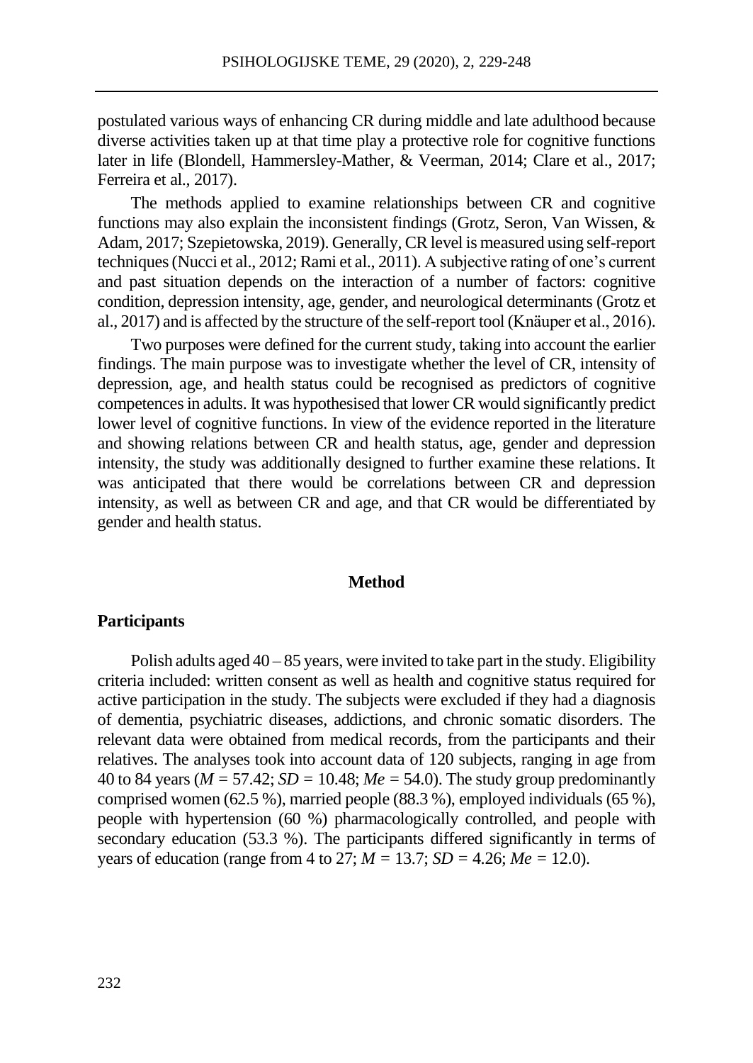postulated various ways of enhancing CR during middle and late adulthood because diverse activities taken up at that time play a protective role for cognitive functions later in life (Blondell, Hammersley-Mather, & Veerman, 2014; Clare et al., 2017; Ferreira et al., 2017).

The methods applied to examine relationships between CR and cognitive functions may also explain the inconsistent findings (Grotz, Seron, Van Wissen, & Adam, 2017; Szepietowska, 2019). Generally, CR level is measured using self-report techniques (Nucci et al., 2012; Rami et al., 2011). A subjective rating of one's current and past situation depends on the interaction of a number of factors: cognitive condition, depression intensity, age, gender, and neurological determinants (Grotz et al., 2017) and is affected by the structure of the self-report tool (Knäuper et al., 2016).

Two purposes were defined for the current study, taking into account the earlier findings. The main purpose was to investigate whether the level of CR, intensity of depression, age, and health status could be recognised as predictors of cognitive competences in adults. It was hypothesised that lower CR would significantly predict lower level of cognitive functions. In view of the evidence reported in the literature and showing relations between CR and health status, age, gender and depression intensity, the study was additionally designed to further examine these relations. It was anticipated that there would be correlations between CR and depression intensity, as well as between CR and age, and that CR would be differentiated by gender and health status.

## Method

### Participants

Polish adults aged 40 – 85 years, were invited to take part in the study. Eligibility criteria included: written consent as well as health and cognitive status required for active participation in the study. The subjects were excluded if they had a diagnosis of dementia, psychiatric diseases, addictions, and chronic somatic disorders. The relevant data were obtained from medical records, from the participants and their relatives. The analyses took into account data of 120 subjects, ranging in age from 40 to 84 years ($M$ = 57.42; $SD$ = 10.48; $Me$ = 54.0). The study group predominantly comprised women (62.5 %), married people (88.3 %), employed individuals (65 %), people with hypertension (60 %) pharmacologically controlled, and people with secondary education (53.3 %). The participants differed significantly in terms of years of education (range from 4 to 27; $M$ = 13.7; $SD$ = 4.26; $Me$ = 12.0).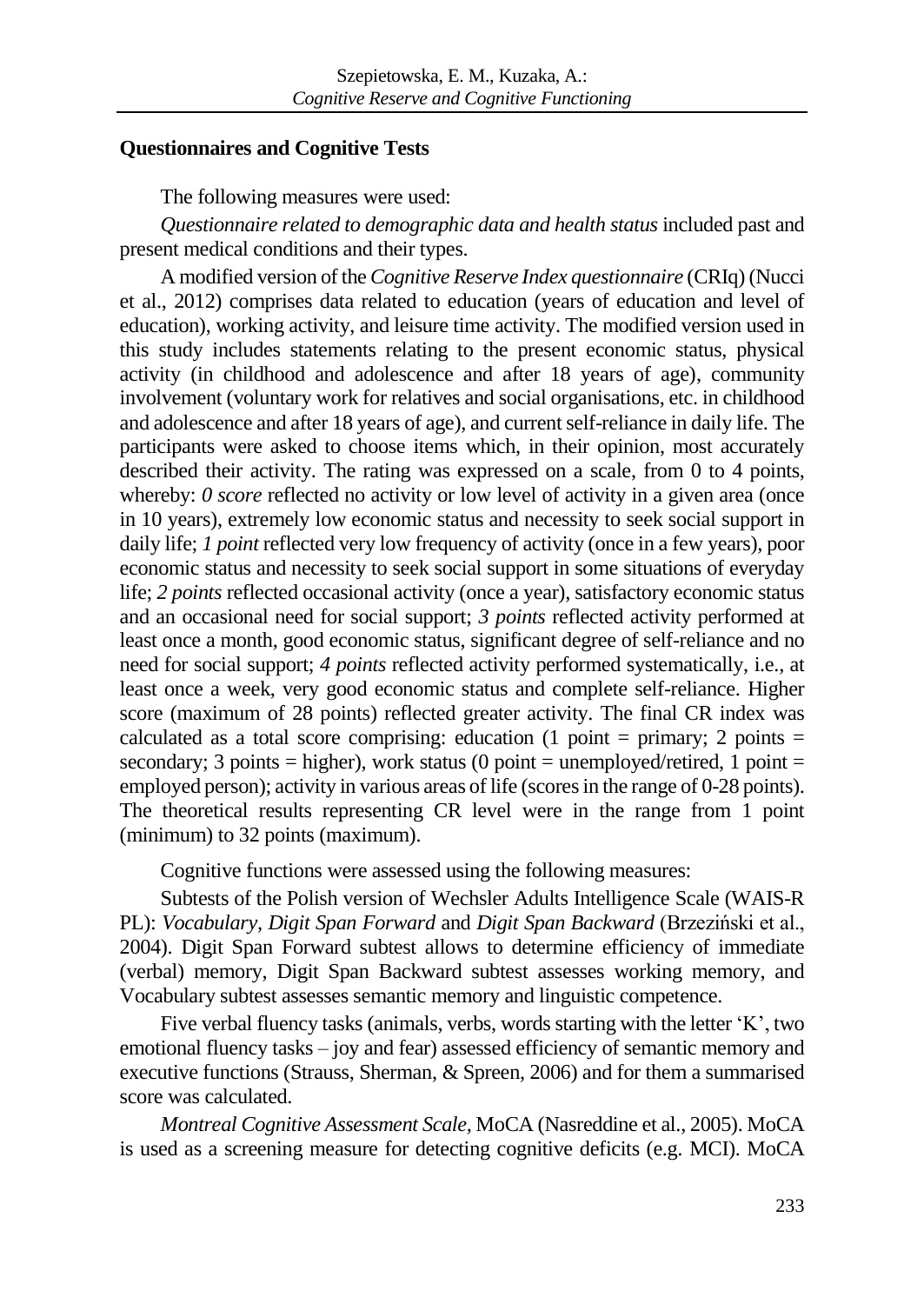**Questionnaires and Cognitive Tests**

The following measures were used:

*Questionnaire related to demographic data and health status* included past and present medical conditions and their types.

A modified version of the *Cognitive Reserve Index questionnaire* (CRIq) (Nucci et al., 2012) comprises data related to education (years of education and level of education), working activity, and leisure time activity. The modified version used in this study includes statements relating to the present economic status, physical activity (in childhood and adolescence and after 18 years of age), community involvement (voluntary work for relatives and social organisations, etc. in childhood and adolescence and after 18 years of age), and current self-reliance in daily life. The participants were asked to choose items which, in their opinion, most accurately described their activity. The rating was expressed on a scale, from 0 to 4 points, whereby: *0 score* reflected no activity or low level of activity in a given area (once in 10 years), extremely low economic status and necessity to seek social support in daily life; *1 point* reflected very low frequency of activity (once in a few years), poor economic status and necessity to seek social support in some situations of everyday life; *2 points* reflected occasional activity (once a year), satisfactory economic status and an occasional need for social support; *3 points* reflected activity performed at least once a month, good economic status, significant degree of self-reliance and no need for social support; *4 points* reflected activity performed systematically, i.e., at least once a week, very good economic status and complete self-reliance. Higher score (maximum of 28 points) reflected greater activity. The final CR index was calculated as a total score comprising: education (1 point = primary; 2 points = secondary; 3 points = higher), work status (0 point = unemployed/retired, 1 point = employed person); activity in various areas of life (scores in the range of 0-28 points). The theoretical results representing CR level were in the range from 1 point (minimum) to 32 points (maximum).

Cognitive functions were assessed using the following measures:

Subtests of the Polish version of Wechsler Adults Intelligence Scale (WAIS-R PL): *Vocabulary*, *Digit Span Forward* and *Digit Span Backward* (Brzeziński et al., 2004). Digit Span Forward subtest allows to determine efficiency of immediate (verbal) memory, Digit Span Backward subtest assesses working memory, and Vocabulary subtest assesses semantic memory and linguistic competence.

Five verbal fluency tasks (animals, verbs, words starting with the letter 'K', two emotional fluency tasks – joy and fear) assessed efficiency of semantic memory and executive functions (Strauss, Sherman, & Spreen, 2006) and for them a summarised score was calculated.

*Montreal Cognitive Assessment Scale*, MoCA (Nasreddine et al., 2005). MoCA is used as a screening measure for detecting cognitive deficits (e.g. MCI). MoCA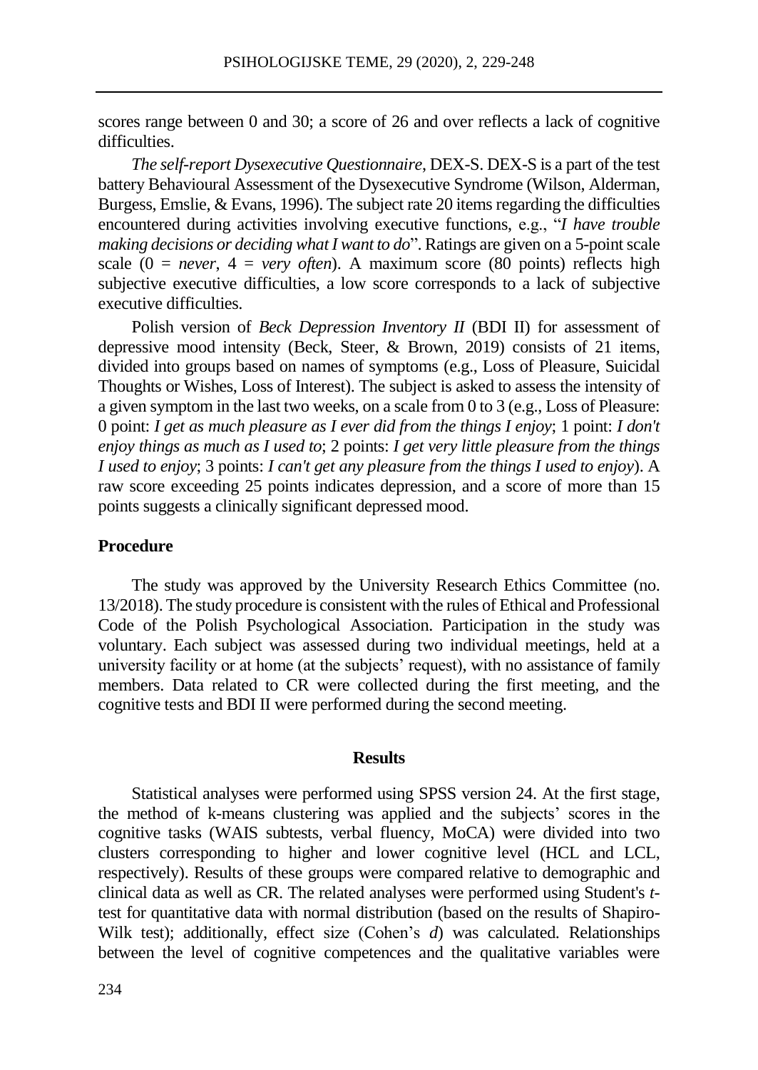scores range between 0 and 30; a score of 26 and over reflects a lack of cognitive difficulties.

*The self-report Dysexecutive Questionnaire*, DEX-S. DEX-S is a part of the test battery Behavioural Assessment of the Dysexecutive Syndrome (Wilson, Alderman, Burgess, Emslie, & Evans, 1996). The subject rate 20 items regarding the difficulties encountered during activities involving executive functions, e.g., "*I have trouble making decisions or deciding what I want to do*". Ratings are given on a 5-point scale scale (0 = *never*, 4 = *very often*). A maximum score (80 points) reflects high subjective executive difficulties, a low score corresponds to a lack of subjective executive difficulties.

Polish version of *Beck Depression Inventory II* (BDI II) for assessment of depressive mood intensity (Beck, Steer, & Brown, 2019) consists of 21 items, divided into groups based on names of symptoms (e.g., Loss of Pleasure, Suicidal Thoughts or Wishes, Loss of Interest). The subject is asked to assess the intensity of a given symptom in the last two weeks, on a scale from 0 to 3 (e.g., Loss of Pleasure: 0 point: *I get as much pleasure as I ever did from the things I enjoy*; 1 point: *I don't enjoy things as much as I used to*; 2 points: *I get very little pleasure from the things I used to enjoy*; 3 points: *I can't get any pleasure from the things I used to enjoy*). A raw score exceeding 25 points indicates depression, and a score of more than 15 points suggests a clinically significant depressed mood.

## Procedure

The study was approved by the University Research Ethics Committee (no. 13/2018). The study procedure is consistent with the rules of Ethical and Professional Code of the Polish Psychological Association. Participation in the study was voluntary. Each subject was assessed during two individual meetings, held at a university facility or at home (at the subjects' request), with no assistance of family members. Data related to CR were collected during the first meeting, and the cognitive tests and BDI II were performed during the second meeting.

# Results

Statistical analyses were performed using SPSS version 24. At the first stage, the method of k-means clustering was applied and the subjects' scores in the cognitive tasks (WAIS subtests, verbal fluency, MoCA) were divided into two clusters corresponding to higher and lower cognitive level (HCL and LCL, respectively). Results of these groups were compared relative to demographic and clinical data as well as CR. The related analyses were performed using Student's *t*-test for quantitative data with normal distribution (based on the results of Shapiro-Wilk test); additionally, effect size (Cohen's *d*) was calculated. Relationships between the level of cognitive competences and the qualitative variables were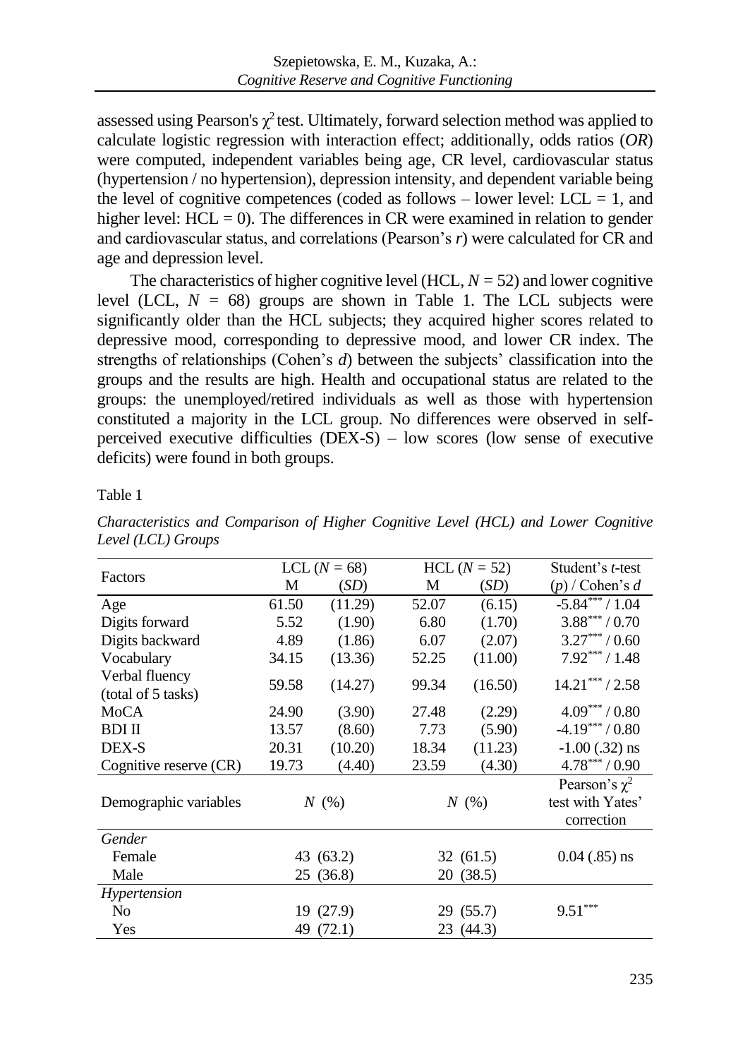assessed using Pearson's $\chi^2$ test. Ultimately, forward selection method was applied to calculate logistic regression with interaction effect; additionally, odds ratios (*OR*) were computed, independent variables being age, CR level, cardiovascular status (hypertension / no hypertension), depression intensity, and dependent variable being the level of cognitive competences (coded as follows – lower level: LCL = 1, and higher level: HCL = 0). The differences in CR were examined in relation to gender and cardiovascular status, and correlations (Pearson's *r*) were calculated for CR and age and depression level.

The characteristics of higher cognitive level (HCL, $N = 52$) and lower cognitive level (LCL, $N = 68$) groups are shown in Table 1. The LCL subjects were significantly older than the HCL subjects; they acquired higher scores related to depressive mood, corresponding to depressive mood, and lower CR index. The strengths of relationships (Cohen's *d*) between the subjects' classification into the groups and the results are high. Health and occupational status are related to the groups: the unemployed/retired individuals as well as those with hypertension constituted a majority in the LCL group. No differences were observed in self-perceived executive difficulties (DEX-S) – low scores (low sense of executive deficits) were found in both groups.

Table 1

*Characteristics and Comparison of Higher Cognitive Level (HCL) and Lower Cognitive Level (LCL) Groups*

| Factors | LCL ($N = 68$) | | HCL ($N = 52$) | | Student's *t*-test |
|---|---|---|---|---|---|
| | M | (*SD*) | M | (*SD*) | (*p*) / Cohen's *d* |
| Age | 61.50 | (11.29) | 52.07 | (6.15) | $-5.84^{***}$ / 1.04 |
| Digits forward | 5.52 | (1.90) | 6.80 | (1.70) | $3.88^{***}$ / 0.70 |
| Digits backward | 4.89 | (1.86) | 6.07 | (2.07) | $3.27^{***}$ / 0.60 |
| Vocabulary | 34.15 | (13.36) | 52.25 | (11.00) | $7.92^{***}$ / 1.48 |
| Verbal fluency (total of 5 tasks) | 59.58 | (14.27) | 99.34 | (16.50) | $14.21^{***}$ / 2.58 |
| MoCA | 24.90 | (3.90) | 27.48 | (2.29) | $4.09^{***}$ / 0.80 |
| BDI II | 13.57 | (8.60) | 7.73 | (5.90) | $-4.19^{***}$ / 0.80 |
| DEX-S | 20.31 | (10.20) | 18.34 | (11.23) | -1.00 (.32) ns |
| Cognitive reserve (CR) | 19.73 | (4.40) | 23.59 | (4.30) | $4.78^{***}$ / 0.90 |
| Demographic variables | *N* (%) | | *N* (%) | | Pearson's $\chi^2$ test with Yates' correction |
| *Gender* | | | | | |
| Female | 43 (63.2) | | 32 (61.5) | | 0.04 (.85) ns |
| Male | 25 (36.8) | | 20 (38.5) | | |
| *Hypertension* | | | | | |
| No | 19 (27.9) | | 29 (55.7) | | $9.51^{***}$ |
| Yes | 49 (72.1) | | 23 (44.3) | | |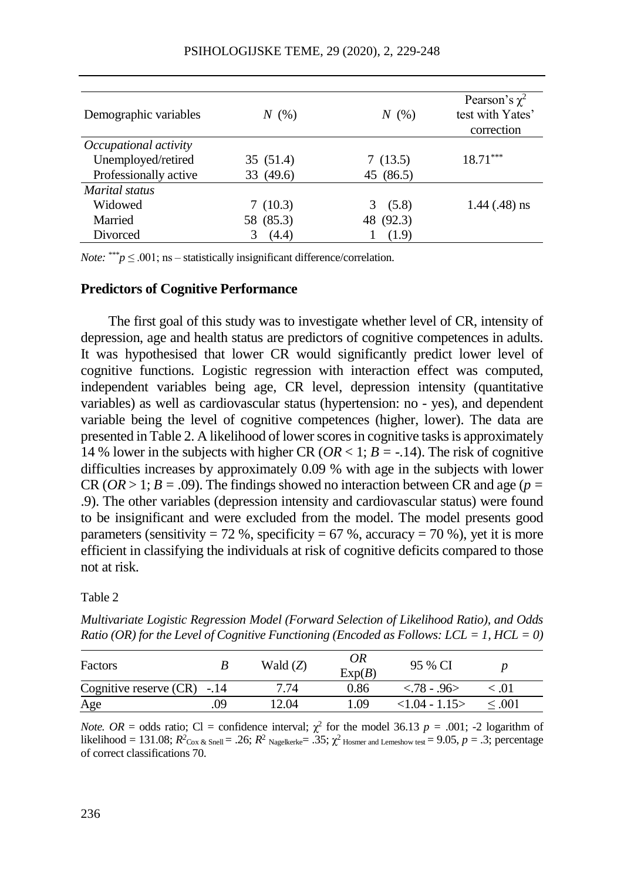| Demographic variables | $N$ (%) | $N$ (%) | Pearson's $\chi^2$ test with Yates' correction |
|---|---|---|---|
| *Occupational activity* | | | |
| Unemployed/retired | 35 (51.4) | 7 (13.5) | $18.71^{***}$ |
| Professionally active | 33 (49.6) | 45 (86.5) | |
| *Marital status* | | | |
| Widowed | 7 (10.3) | 3 (5.8) | 1.44 (.48) ns |
| Married | 58 (85.3) | 48 (92.3) | |
| Divorced | 3 (4.4) | 1 (1.9) | |

*Note:* $^{***}p \leq .001$; ns – statistically insignificant difference/correlation.

### Predictors of Cognitive Performance

The first goal of this study was to investigate whether level of CR, intensity of depression, age and health status are predictors of cognitive competences in adults. It was hypothesised that lower CR would significantly predict lower level of cognitive functions. Logistic regression with interaction effect was computed, independent variables being age, CR level, depression intensity (quantitative variables) as well as cardiovascular status (hypertension: no - yes), and dependent variable being the level of cognitive competences (higher, lower). The data are presented in Table 2. A likelihood of lower scores in cognitive tasks is approximately 14 % lower in the subjects with higher CR ($OR < 1$; $B = -.14$). The risk of cognitive difficulties increases by approximately 0.09 % with age in the subjects with lower CR ($OR > 1$; $B = .09$). The findings showed no interaction between CR and age ($p = .9$). The other variables (depression intensity and cardiovascular status) were found to be insignificant and were excluded from the model. The model presents good parameters (sensitivity = 72 %, specificity = 67 %, accuracy = 70 %), yet it is more efficient in classifying the individuals at risk of cognitive deficits compared to those not at risk.

Table 2

*Multivariate Logistic Regression Model (Forward Selection of Likelihood Ratio), and Odds Ratio (OR) for the Level of Cognitive Functioning (Encoded as Follows: LCL = 1, HCL = 0)*

| Factors | $B$ | Wald ($Z$) | $OR$ Exp($B$) | 95 % CI | $p$ |
|---|---|---|---|---|---|
| Cognitive reserve (CR) | -.14 | 7.74 | 0.86 | <.78 - .96> | < .01 |
| Age | .09 | 12.04 | 1.09 | <1.04 - 1.15> | ≤ .001 |

*Note.* $OR$ = odds ratio; Cl = confidence interval; $\chi^2$ for the model 36.13 $p$ = .001; -2 logarithm of likelihood = 131.08; $R^2_{\text{Cox \& Snell}} = .26$; $R^2_{\text{Nagelkerke}} = .35$; $\chi^2_{\text{Hosmer and Lemeshow test}} = 9.05$, $p = .3$; percentage of correct classifications 70.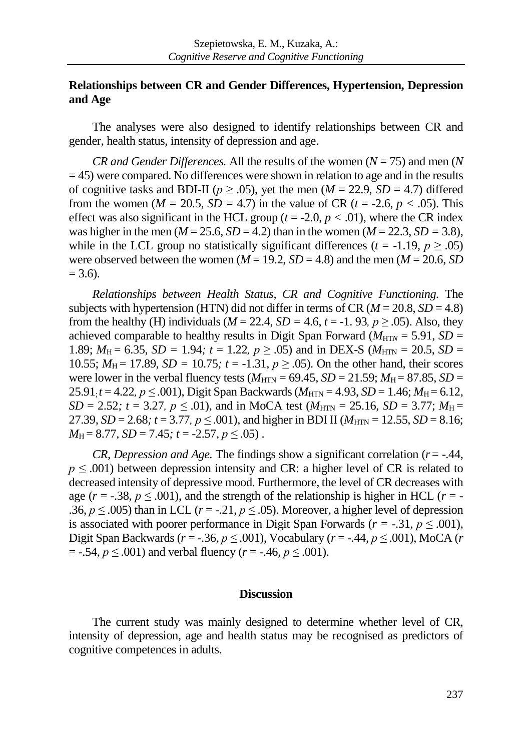## Relationships between CR and Gender Differences, Hypertension, Depression and Age

The analyses were also designed to identify relationships between CR and gender, health status, intensity of depression and age.

*CR and Gender Differences.* All the results of the women ($N$ = 75) and men ($N$ = 45) were compared. No differences were shown in relation to age and in the results of cognitive tasks and BDI-II ($p \geq .05$), yet the men ($M$ = 22.9, $SD$ = 4.7) differed from the women ($M$ = 20.5, $SD$ = 4.7) in the value of CR ($t$ = -2.6, $p$ < .05). This effect was also significant in the HCL group ($t$ = -2.0, $p$ < .01), where the CR index was higher in the men ($M$ = 25.6, $SD$ = 4.2) than in the women ($M$ = 22.3, $SD$ = 3.8), while in the LCL group no statistically significant differences ($t$ = -1.19, $p \geq .05$) were observed between the women ($M$ = 19.2, $SD$ = 4.8) and the men ($M$ = 20.6, $SD$ = 3.6).

*Relationships between Health Status, CR and Cognitive Functioning.* The subjects with hypertension (HTN) did not differ in terms of CR ($M$ = 20.8, $SD$ = 4.8) from the healthy (H) individuals ($M$ = 22.4, $SD$ = 4.6, $t$ = -1. 93, $p \geq .05$). Also, they achieved comparable to healthy results in Digit Span Forward ($M_{HTN}$ = 5.91, $SD$ = 1.89; $M_H$ = 6.35, $SD$ = 1.94; $t$ = 1.22, $p \geq .05$) and in DEX-S ($M_{HTN}$ = 20.5, $SD$ = 10.55; $M_H$ = 17.89, $SD$ = 10.75; $t$ = -1.31, $p \geq .05$). On the other hand, their scores were lower in the verbal fluency tests ($M_{HTN}$ = 69.45, $SD$ = 21.59; $M_H$ = 87.85, $SD$ = 25.91; $t$ = 4.22, $p \leq .001$), Digit Span Backwards ($M_{HTN}$ = 4.93, $SD$ = 1.46; $M_H$ = 6.12, $SD$ = 2.52; $t$ = 3.27, $p \leq .01$), and in MoCA test ($M_{HTN}$ = 25.16, $SD$ = 3.77; $M_H$ = 27.39, $SD$ = 2.68; $t$ = 3.77, $p \leq .001$), and higher in BDI II ($M_{HTN}$ = 12.55, $SD$ = 8.16; $M_H$ = 8.77, $SD$ = 7.45; $t$ = -2.57, $p \leq .05$) .

*CR, Depression and Age.* The findings show a significant correlation ($r$ = -.44, $p \leq .001$) between depression intensity and CR: a higher level of CR is related to decreased intensity of depressive mood. Furthermore, the level of CR decreases with age ($r$ = -.38, $p \leq .001$), and the strength of the relationship is higher in HCL ($r$ = -.36, $p \leq .005$) than in LCL ($r$ = -.21, $p \leq .05$). Moreover, a higher level of depression is associated with poorer performance in Digit Span Forwards ($r$ = -.31, $p \leq .001$), Digit Span Backwards ($r$ = -.36, $p \leq .001$), Vocabulary ($r$ = -.44, $p \leq .001$), MoCA ($r$ = -.54, $p \leq .001$) and verbal fluency ($r$ = -.46, $p \leq .001$).

## Discussion

The current study was mainly designed to determine whether level of CR, intensity of depression, age and health status may be recognised as predictors of cognitive competences in adults.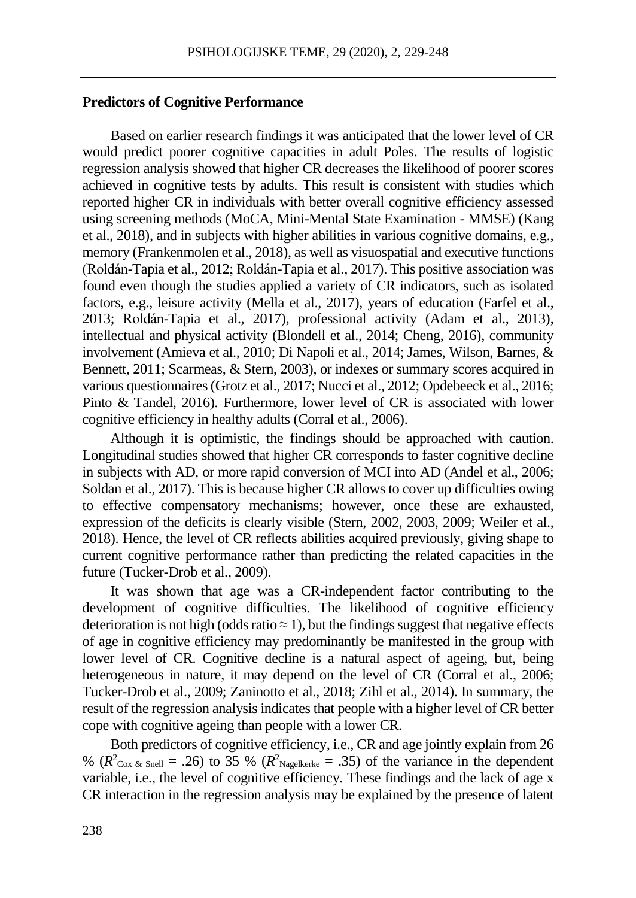**Predictors of Cognitive Performance**

Based on earlier research findings it was anticipated that the lower level of CR would predict poorer cognitive capacities in adult Poles. The results of logistic regression analysis showed that higher CR decreases the likelihood of poorer scores achieved in cognitive tests by adults. This result is consistent with studies which reported higher CR in individuals with better overall cognitive efficiency assessed using screening methods (MoCA, Mini-Mental State Examination - MMSE) (Kang et al., 2018), and in subjects with higher abilities in various cognitive domains, e.g., memory (Frankenmolen et al., 2018), as well as visuospatial and executive functions (Roldán-Tapia et al., 2012; Roldán-Tapia et al., 2017). This positive association was found even though the studies applied a variety of CR indicators, such as isolated factors, e.g., leisure activity (Mella et al., 2017), years of education (Farfel et al., 2013; Roldán-Tapia et al., 2017), professional activity (Adam et al., 2013), intellectual and physical activity (Blondell et al., 2014; Cheng, 2016), community involvement (Amieva et al., 2010; Di Napoli et al., 2014; James, Wilson, Barnes, & Bennett, 2011; Scarmeas, & Stern, 2003), or indexes or summary scores acquired in various questionnaires (Grotz et al., 2017; Nucci et al., 2012; Opdebeeck et al., 2016; Pinto & Tandel, 2016). Furthermore, lower level of CR is associated with lower cognitive efficiency in healthy adults (Corral et al., 2006).

Although it is optimistic, the findings should be approached with caution. Longitudinal studies showed that higher CR corresponds to faster cognitive decline in subjects with AD, or more rapid conversion of MCI into AD (Andel et al., 2006; Soldan et al., 2017). This is because higher CR allows to cover up difficulties owing to effective compensatory mechanisms; however, once these are exhausted, expression of the deficits is clearly visible (Stern, 2002, 2003, 2009; Weiler et al., 2018). Hence, the level of CR reflects abilities acquired previously, giving shape to current cognitive performance rather than predicting the related capacities in the future (Tucker-Drob et al., 2009).

It was shown that age was a CR-independent factor contributing to the development of cognitive difficulties. The likelihood of cognitive efficiency deterioration is not high (odds ratio ≈ 1), but the findings suggest that negative effects of age in cognitive efficiency may predominantly be manifested in the group with lower level of CR. Cognitive decline is a natural aspect of ageing, but, being heterogeneous in nature, it may depend on the level of CR (Corral et al., 2006; Tucker-Drob et al., 2009; Zaninotto et al., 2018; Zihl et al., 2014). In summary, the result of the regression analysis indicates that people with a higher level of CR better cope with cognitive ageing than people with a lower CR.

Both predictors of cognitive efficiency, i.e., CR and age jointly explain from 26 % ($R^2_{\text{Cox \& Snell}} = .26$) to 35 % ($R^2_{\text{Nagelkerke}} = .35$) of the variance in the dependent variable, i.e., the level of cognitive efficiency. These findings and the lack of age x CR interaction in the regression analysis may be explained by the presence of latent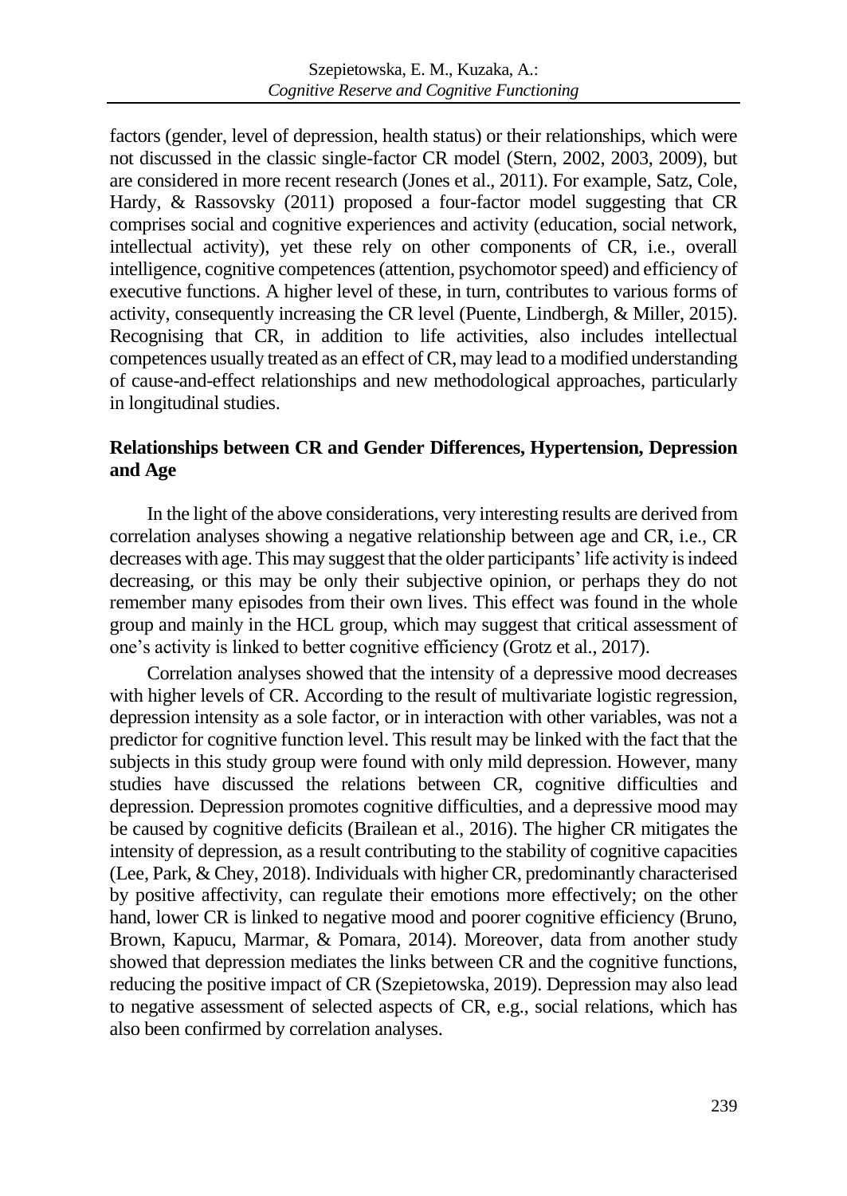factors (gender, level of depression, health status) or their relationships, which were not discussed in the classic single-factor CR model (Stern, 2002, 2003, 2009), but are considered in more recent research (Jones et al., 2011). For example, Satz, Cole, Hardy, & Rassovsky (2011) proposed a four-factor model suggesting that CR comprises social and cognitive experiences and activity (education, social network, intellectual activity), yet these rely on other components of CR, i.e., overall intelligence, cognitive competences (attention, psychomotor speed) and efficiency of executive functions. A higher level of these, in turn, contributes to various forms of activity, consequently increasing the CR level (Puente, Lindbergh, & Miller, 2015). Recognising that CR, in addition to life activities, also includes intellectual competences usually treated as an effect of CR, may lead to a modified understanding of cause-and-effect relationships and new methodological approaches, particularly in longitudinal studies.

## Relationships between CR and Gender Differences, Hypertension, Depression and Age

In the light of the above considerations, very interesting results are derived from correlation analyses showing a negative relationship between age and CR, i.e., CR decreases with age. This may suggest that the older participants' life activity is indeed decreasing, or this may be only their subjective opinion, or perhaps they do not remember many episodes from their own lives. This effect was found in the whole group and mainly in the HCL group, which may suggest that critical assessment of one's activity is linked to better cognitive efficiency (Grotz et al., 2017).

Correlation analyses showed that the intensity of a depressive mood decreases with higher levels of CR. According to the result of multivariate logistic regression, depression intensity as a sole factor, or in interaction with other variables, was not a predictor for cognitive function level. This result may be linked with the fact that the subjects in this study group were found with only mild depression. However, many studies have discussed the relations between CR, cognitive difficulties and depression. Depression promotes cognitive difficulties, and a depressive mood may be caused by cognitive deficits (Brailean et al., 2016). The higher CR mitigates the intensity of depression, as a result contributing to the stability of cognitive capacities (Lee, Park, & Chey, 2018). Individuals with higher CR, predominantly characterised by positive affectivity, can regulate their emotions more effectively; on the other hand, lower CR is linked to negative mood and poorer cognitive efficiency (Bruno, Brown, Kapucu, Marmar, & Pomara, 2014). Moreover, data from another study showed that depression mediates the links between CR and the cognitive functions, reducing the positive impact of CR (Szepietowska, 2019). Depression may also lead to negative assessment of selected aspects of CR, e.g., social relations, which has also been confirmed by correlation analyses.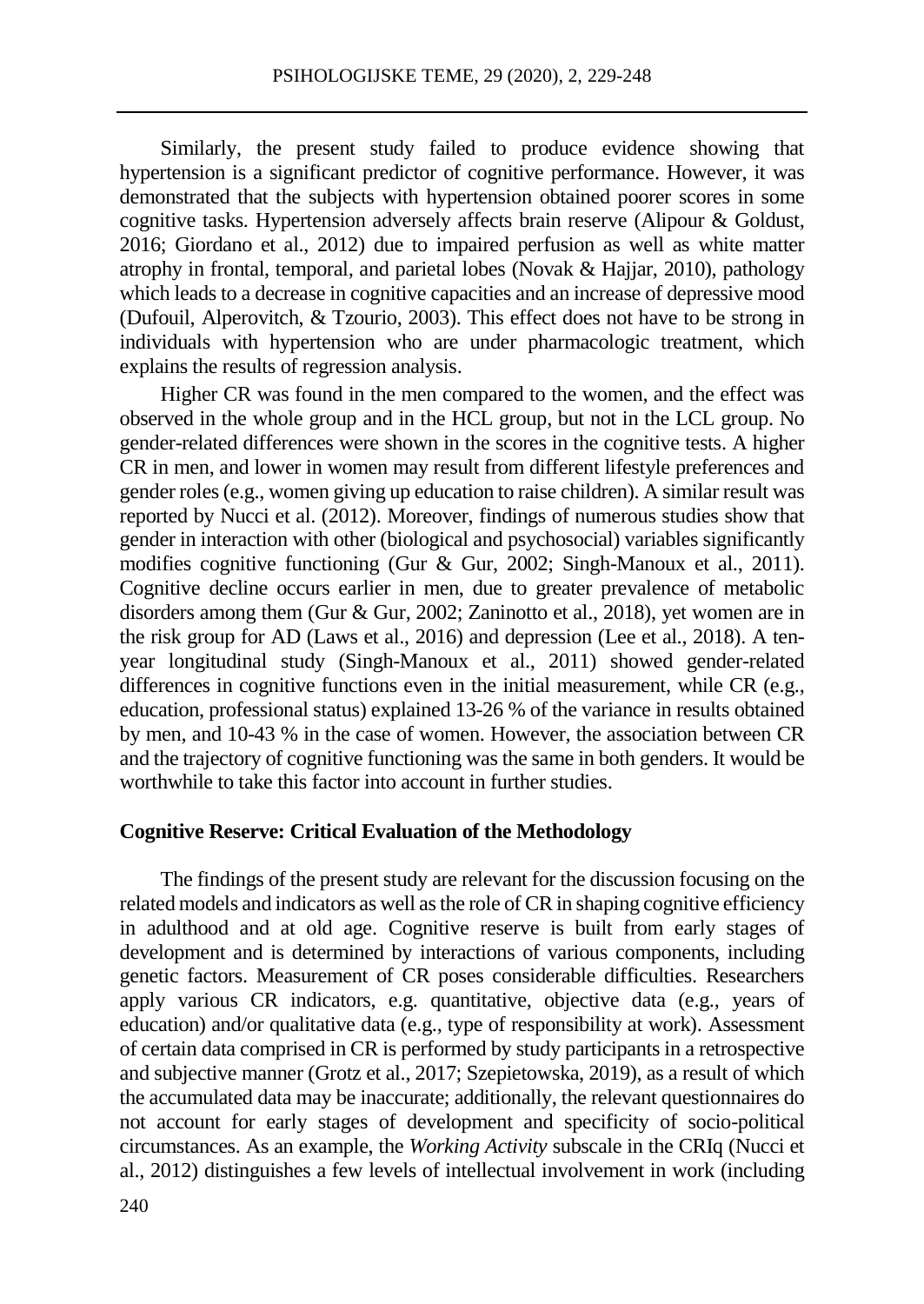Similarly, the present study failed to produce evidence showing that hypertension is a significant predictor of cognitive performance. However, it was demonstrated that the subjects with hypertension obtained poorer scores in some cognitive tasks. Hypertension adversely affects brain reserve (Alipour & Goldust, 2016; Giordano et al., 2012) due to impaired perfusion as well as white matter atrophy in frontal, temporal, and parietal lobes (Novak & Hajjar, 2010), pathology which leads to a decrease in cognitive capacities and an increase of depressive mood (Dufouil, Alperovitch, & Tzourio, 2003). This effect does not have to be strong in individuals with hypertension who are under pharmacologic treatment, which explains the results of regression analysis.

Higher CR was found in the men compared to the women, and the effect was observed in the whole group and in the HCL group, but not in the LCL group. No gender-related differences were shown in the scores in the cognitive tests. A higher CR in men, and lower in women may result from different lifestyle preferences and gender roles (e.g., women giving up education to raise children). A similar result was reported by Nucci et al. (2012). Moreover, findings of numerous studies show that gender in interaction with other (biological and psychosocial) variables significantly modifies cognitive functioning (Gur & Gur, 2002; Singh-Manoux et al., 2011). Cognitive decline occurs earlier in men, due to greater prevalence of metabolic disorders among them (Gur & Gur, 2002; Zaninotto et al., 2018), yet women are in the risk group for AD (Laws et al., 2016) and depression (Lee et al., 2018). A ten-year longitudinal study (Singh-Manoux et al., 2011) showed gender-related differences in cognitive functions even in the initial measurement, while CR (e.g., education, professional status) explained 13-26 % of the variance in results obtained by men, and 10-43 % in the case of women. However, the association between CR and the trajectory of cognitive functioning was the same in both genders. It would be worthwhile to take this factor into account in further studies.

## Cognitive Reserve: Critical Evaluation of the Methodology

The findings of the present study are relevant for the discussion focusing on the related models and indicators as well as the role of CR in shaping cognitive efficiency in adulthood and at old age. Cognitive reserve is built from early stages of development and is determined by interactions of various components, including genetic factors. Measurement of CR poses considerable difficulties. Researchers apply various CR indicators, e.g. quantitative, objective data (e.g., years of education) and/or qualitative data (e.g., type of responsibility at work). Assessment of certain data comprised in CR is performed by study participants in a retrospective and subjective manner (Grotz et al., 2017; Szepietowska, 2019), as a result of which the accumulated data may be inaccurate; additionally, the relevant questionnaires do not account for early stages of development and specificity of socio-political circumstances. As an example, the *Working Activity* subscale in the CRIq (Nucci et al., 2012) distinguishes a few levels of intellectual involvement in work (including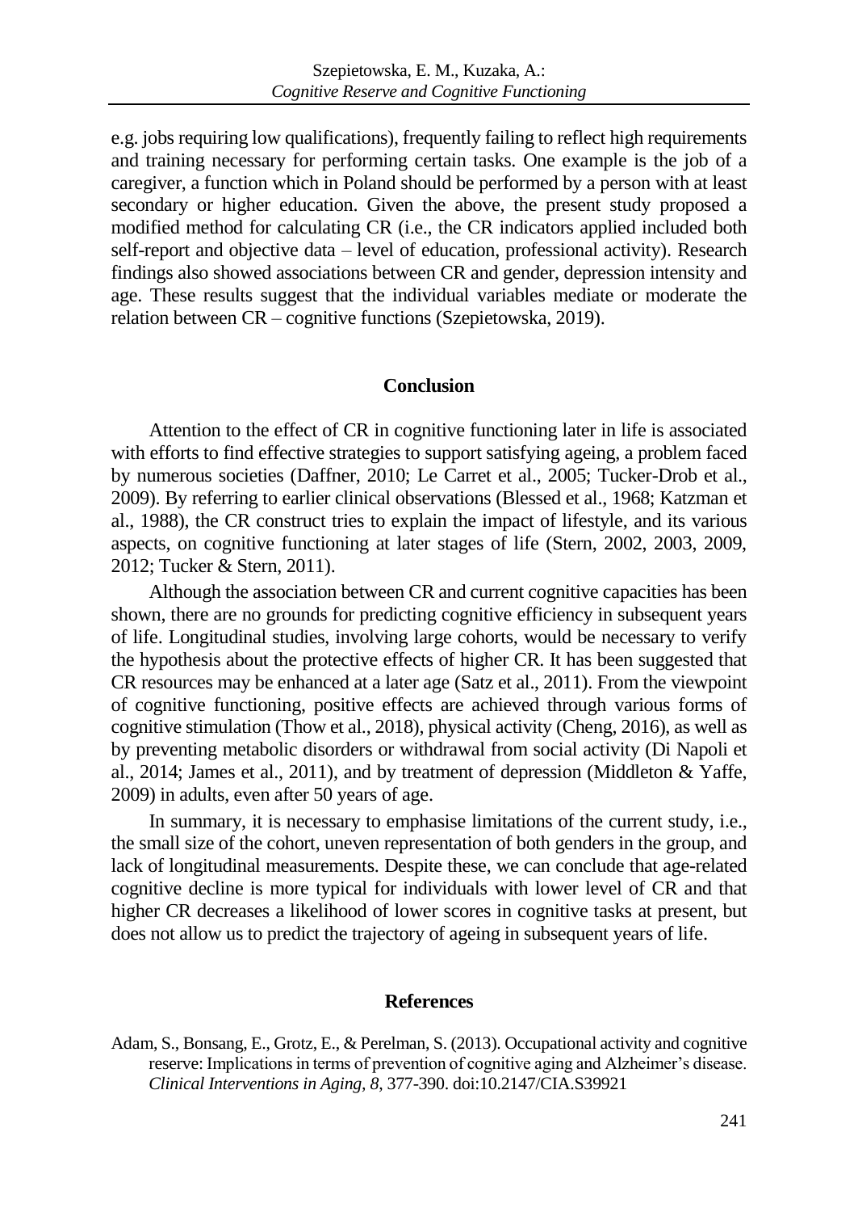e.g. jobs requiring low qualifications), frequently failing to reflect high requirements and training necessary for performing certain tasks. One example is the job of a caregiver, a function which in Poland should be performed by a person with at least secondary or higher education. Given the above, the present study proposed a modified method for calculating CR (i.e., the CR indicators applied included both self-report and objective data – level of education, professional activity). Research findings also showed associations between CR and gender, depression intensity and age. These results suggest that the individual variables mediate or moderate the relation between CR – cognitive functions (Szepietowska, 2019).

## Conclusion

Attention to the effect of CR in cognitive functioning later in life is associated with efforts to find effective strategies to support satisfying ageing, a problem faced by numerous societies (Daffner, 2010; Le Carret et al., 2005; Tucker-Drob et al., 2009). By referring to earlier clinical observations (Blessed et al., 1968; Katzman et al., 1988), the CR construct tries to explain the impact of lifestyle, and its various aspects, on cognitive functioning at later stages of life (Stern, 2002, 2003, 2009, 2012; Tucker & Stern, 2011).

Although the association between CR and current cognitive capacities has been shown, there are no grounds for predicting cognitive efficiency in subsequent years of life. Longitudinal studies, involving large cohorts, would be necessary to verify the hypothesis about the protective effects of higher CR. It has been suggested that CR resources may be enhanced at a later age (Satz et al., 2011). From the viewpoint of cognitive functioning, positive effects are achieved through various forms of cognitive stimulation (Thow et al., 2018), physical activity (Cheng, 2016), as well as by preventing metabolic disorders or withdrawal from social activity (Di Napoli et al., 2014; James et al., 2011), and by treatment of depression (Middleton & Yaffe, 2009) in adults, even after 50 years of age.

In summary, it is necessary to emphasise limitations of the current study, i.e., the small size of the cohort, uneven representation of both genders in the group, and lack of longitudinal measurements. Despite these, we can conclude that age-related cognitive decline is more typical for individuals with lower level of CR and that higher CR decreases a likelihood of lower scores in cognitive tasks at present, but does not allow us to predict the trajectory of ageing in subsequent years of life.

## References

Adam, S., Bonsang, E., Grotz, E., & Perelman, S. (2013). Occupational activity and cognitive reserve: Implications in terms of prevention of cognitive aging and Alzheimer's disease. *Clinical Interventions in Aging, 8*, 377-390. doi:10.2147/CIA.S39921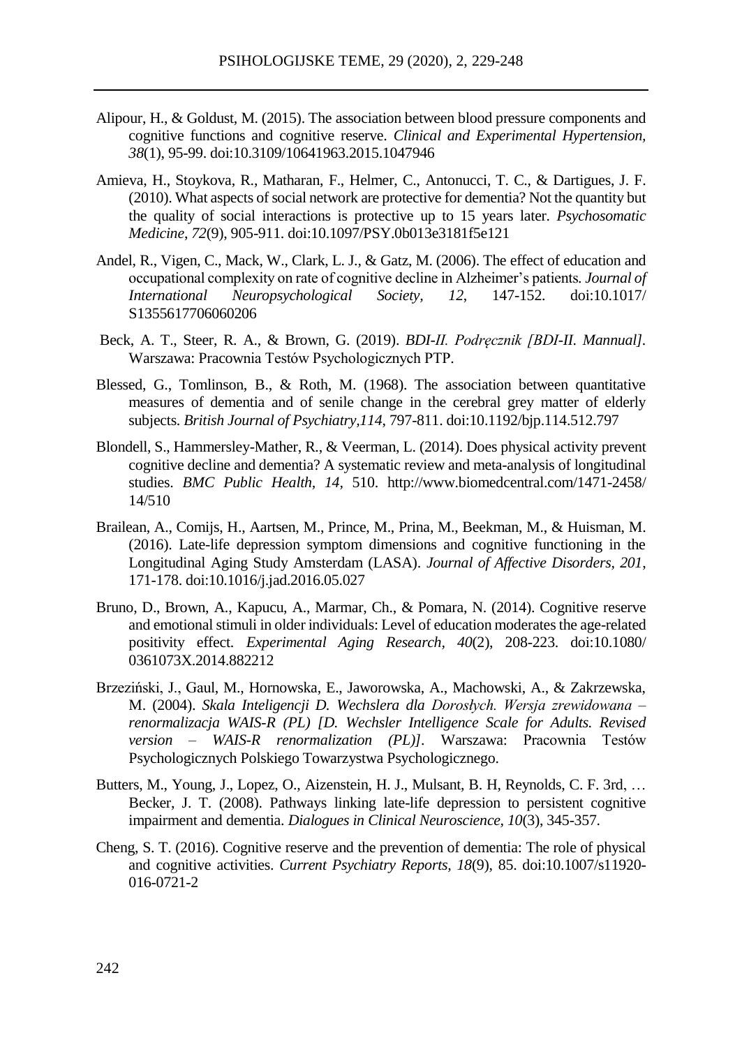Alipour, H., & Goldust, M. (2015). The association between blood pressure components and cognitive functions and cognitive reserve. *Clinical and Experimental Hypertension, 38*(1), 95-99. doi:10.3109/10641963.2015.1047946

Amieva, H., Stoykova, R., Matharan, F., Helmer, C., Antonucci, T. C., & Dartigues, J. F. (2010). What aspects of social network are protective for dementia? Not the quantity but the quality of social interactions is protective up to 15 years later. *Psychosomatic Medicine, 72*(9), 905-911. doi:10.1097/PSY.0b013e3181f5e121

Andel, R., Vigen, C., Mack, W., Clark, L. J., & Gatz, M. (2006). The effect of education and occupational complexity on rate of cognitive decline in Alzheimer's patients. *Journal of International Neuropsychological Society, 12*, 147-152. doi:10.1017/ S1355617706060206

Beck, A. T., Steer, R. A., & Brown, G. (2019). *BDI-II. Podręcznik [BDI-II. Mannual]*. Warszawa: Pracownia Testów Psychologicznych PTP.

Blessed, G., Tomlinson, B., & Roth, M. (1968). The association between quantitative measures of dementia and of senile change in the cerebral grey matter of elderly subjects. *British Journal of Psychiatry,114*, 797-811. doi:10.1192/bjp.114.512.797

Blondell, S., Hammersley-Mather, R., & Veerman, L. (2014). Does physical activity prevent cognitive decline and dementia? A systematic review and meta-analysis of longitudinal studies. *BMC Public Health, 14*, 510. http://www.biomedcentral.com/1471-2458/ 14/510

Brailean, A., Comijs, H., Aartsen, M., Prince, M., Prina, M., Beekman, M., & Huisman, M. (2016). Late-life depression symptom dimensions and cognitive functioning in the Longitudinal Aging Study Amsterdam (LASA). *Journal of Affective Disorders, 201*, 171-178. doi:10.1016/j.jad.2016.05.027

Bruno, D., Brown, A., Kapucu, A., Marmar, Ch., & Pomara, N. (2014). Cognitive reserve and emotional stimuli in older individuals: Level of education moderates the age-related positivity effect. *Experimental Aging Research, 40*(2), 208-223. doi:10.1080/ 0361073X.2014.882212

Brzeziński, J., Gaul, M., Hornowska, E., Jaworowska, A., Machowski, A., & Zakrzewska, M. (2004). *Skala Inteligencji D. Wechslera dla Dorosłych. Wersja zrewidowana – renormalizacja WAIS-R (PL) [D. Wechsler Intelligence Scale for Adults. Revised version – WAIS-R renormalization (PL)]*. Warszawa: Pracownia Testów Psychologicznych Polskiego Towarzystwa Psychologicznego.

Butters, M., Young, J., Lopez, O., Aizenstein, H. J., Mulsant, B. H, Reynolds, C. F. 3rd, … Becker, J. T. (2008). Pathways linking late-life depression to persistent cognitive impairment and dementia. *Dialogues in Clinical Neuroscience, 10*(3), 345-357.

Cheng, S. T. (2016). Cognitive reserve and the prevention of dementia: The role of physical and cognitive activities. *Current Psychiatry Reports, 18*(9), 85. doi:10.1007/s11920-016-0721-2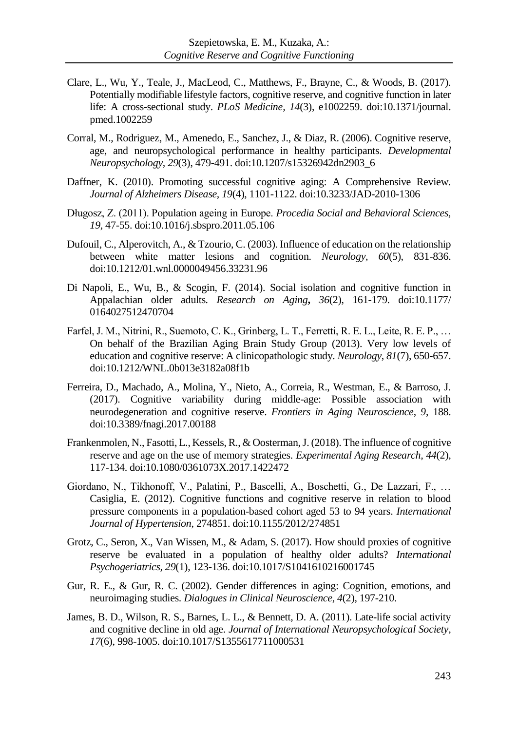Clare, L., Wu, Y., Teale, J., MacLeod, C., Matthews, F., Brayne, C., & Woods, B. (2017). Potentially modifiable lifestyle factors, cognitive reserve, and cognitive function in later life: A cross-sectional study. *PLoS Medicine, 14*(3), e1002259. doi:10.1371/journal.pmed.1002259

Corral, M., Rodriguez, M., Amenedo, E., Sanchez, J., & Diaz, R. (2006). Cognitive reserve, age, and neuropsychological performance in healthy participants. *Developmental Neuropsychology, 29*(3), 479-491. doi:10.1207/s15326942dn2903_6

Daffner, K. (2010). Promoting successful cognitive aging: A Comprehensive Review. *Journal of Alzheimers Disease, 19*(4), 1101-1122. doi:10.3233/JAD-2010-1306

Długosz, Z. (2011). Population ageing in Europe. *Procedia Social and Behavioral Sciences, 19*, 47-55. doi:10.1016/j.sbspro.2011.05.106

Dufouil, C., Alperovitch, A., & Tzourio, C. (2003). Influence of education on the relationship between white matter lesions and cognition. *Neurology, 60*(5), 831-836. doi:10.1212/01.wnl.0000049456.33231.96

Di Napoli, E., Wu, B., & Scogin, F. (2014). Social isolation and cognitive function in Appalachian older adults. *Research on Aging*, ***36***(2), 161-179. doi:10.1177/0164027512470704

Farfel, J. M., Nitrini, R., Suemoto, C. K., Grinberg, L. T., Ferretti, R. E. L., Leite, R. E. P., … On behalf of the Brazilian Aging Brain Study Group (2013). Very low levels of education and cognitive reserve: A clinicopathologic study. *Neurology, 81*(7), 650-657. doi:10.1212/WNL.0b013e3182a08f1b

Ferreira, D., Machado, A., Molina, Y., Nieto, A., Correia, R., Westman, E., & Barroso, J. (2017). Cognitive variability during middle-age: Possible association with neurodegeneration and cognitive reserve. *Frontiers in Aging Neuroscience, 9*, 188. doi:10.3389/fnagi.2017.00188

Frankenmolen, N., Fasotti, L., Kessels, R., & Oosterman, J. (2018). The influence of cognitive reserve and age on the use of memory strategies. *Experimental Aging Research, 44*(2), 117-134. doi:10.1080/0361073X.2017.1422472

Giordano, N., Tikhonoff, V., Palatini, P., Bascelli, A., Boschetti, G., De Lazzari, F., … Casiglia, E. (2012). Cognitive functions and cognitive reserve in relation to blood pressure components in a population-based cohort aged 53 to 94 years. *International Journal of Hypertension*, 274851. doi:10.1155/2012/274851

Grotz, C., Seron, X., Van Wissen, M., & Adam, S. (2017). How should proxies of cognitive reserve be evaluated in a population of healthy older adults? *International Psychogeriatrics, 29*(1), 123-136. doi:10.1017/S1041610216001745

Gur, R. E., & Gur, R. C. (2002). Gender differences in aging: Cognition, emotions, and neuroimaging studies. *Dialogues in Clinical Neuroscience, 4*(2), 197-210.

James, B. D., Wilson, R. S., Barnes, L. L., & Bennett, D. A. (2011). Late-life social activity and cognitive decline in old age. *Journal of International Neuropsychological Society, 17*(6), 998-1005. doi:10.1017/S1355617711000531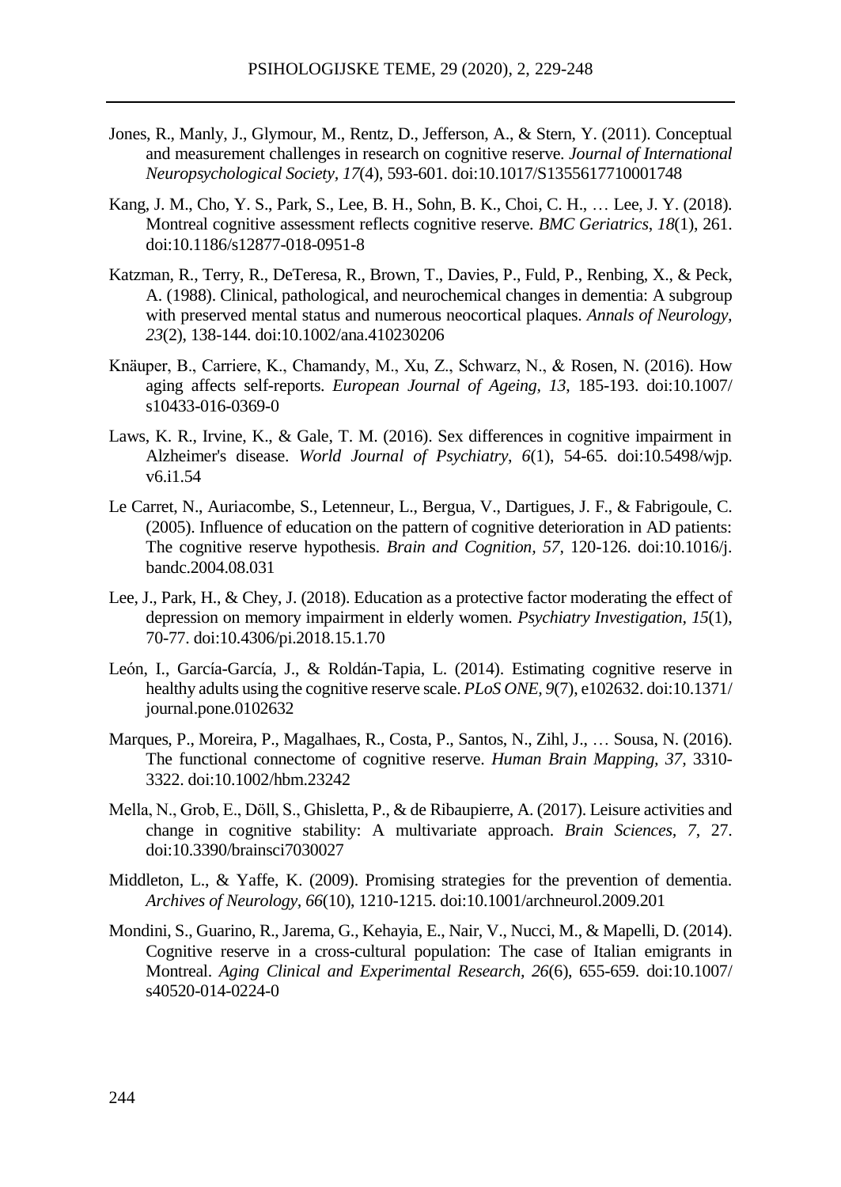Jones, R., Manly, J., Glymour, M., Rentz, D., Jefferson, A., & Stern, Y. (2011). Conceptual and measurement challenges in research on cognitive reserve. *Journal of International Neuropsychological Society*, *17*(4), 593-601. doi:10.1017/S1355617710001748

Kang, J. M., Cho, Y. S., Park, S., Lee, B. H., Sohn, B. K., Choi, C. H., … Lee, J. Y. (2018). Montreal cognitive assessment reflects cognitive reserve. *BMC Geriatrics*, *18*(1), 261. doi:10.1186/s12877-018-0951-8

Katzman, R., Terry, R., DeTeresa, R., Brown, T., Davies, P., Fuld, P., Renbing, X., & Peck, A. (1988). Clinical, pathological, and neurochemical changes in dementia: A subgroup with preserved mental status and numerous neocortical plaques. *Annals of Neurology, 23*(2), 138-144. doi:10.1002/ana.410230206

Knäuper, B., Carriere, K., Chamandy, M., Xu, Z., Schwarz, N., & Rosen, N. (2016). How aging affects self-reports. *European Journal of Ageing, 13*, 185-193. doi:10.1007/s10433-016-0369-0

Laws, K. R., Irvine, K., & Gale, T. M. (2016). Sex differences in cognitive impairment in Alzheimer's disease. *World Journal of Psychiatry*, *6*(1), 54-65. doi:10.5498/wjp.v6.i1.54

Le Carret, N., Auriacombe, S., Letenneur, L., Bergua, V., Dartigues, J. F., & Fabrigoule, C. (2005). Influence of education on the pattern of cognitive deterioration in AD patients: The cognitive reserve hypothesis. *Brain and Cognition*, *57*, 120-126. doi:10.1016/j.bandc.2004.08.031

Lee, J., Park, H., & Chey, J. (2018). Education as a protective factor moderating the effect of depression on memory impairment in elderly women. *Psychiatry Investigation*, *15*(1), 70-77. doi:10.4306/pi.2018.15.1.70

León, I., García-García, J., & Roldán-Tapia, L. (2014). Estimating cognitive reserve in healthy adults using the cognitive reserve scale. *PLoS ONE, 9*(7), e102632. doi:10.1371/journal.pone.0102632

Marques, P., Moreira, P., Magalhaes, R., Costa, P., Santos, N., Zihl, J., … Sousa, N. (2016). The functional connectome of cognitive reserve. *Human Brain Mapping, 37,* 3310-3322. doi:10.1002/hbm.23242

Mella, N., Grob, E., Döll, S., Ghisletta, P., & de Ribaupierre, A. (2017). Leisure activities and change in cognitive stability: A multivariate approach. *Brain Sciences, 7*, 27. doi:10.3390/brainsci7030027

Middleton, L., & Yaffe, K. (2009). Promising strategies for the prevention of dementia. *Archives of Neurology, 66*(10), 1210-1215. doi:10.1001/archneurol.2009.201

Mondini, S., Guarino, R., Jarema, G., Kehayia, E., Nair, V., Nucci, M., & Mapelli, D. (2014). Cognitive reserve in a cross-cultural population: The case of Italian emigrants in Montreal. *Aging Clinical and Experimental Research*, *26*(6), 655-659. doi:10.1007/s40520-014-0224-0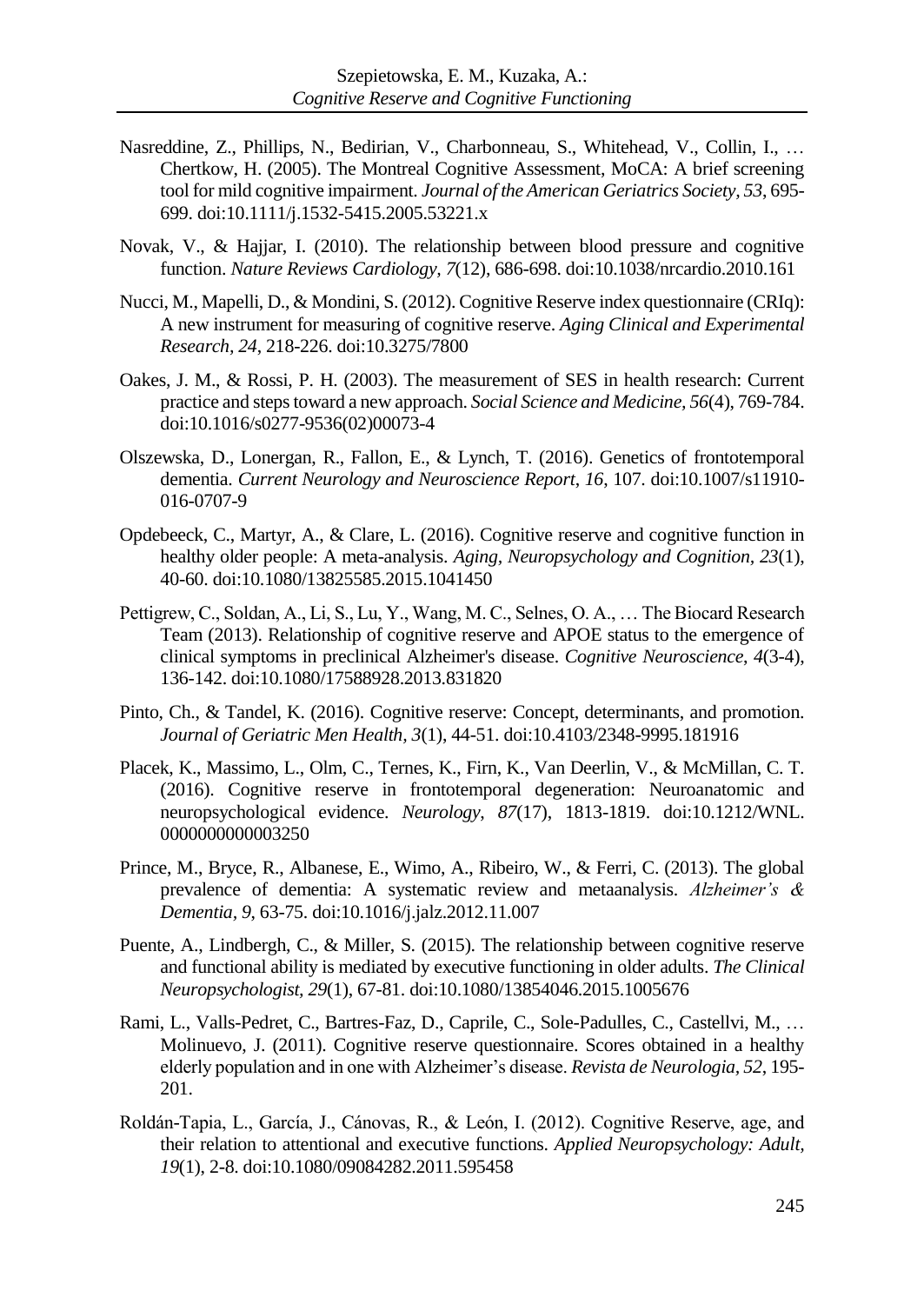Nasreddine, Z., Phillips, N., Bedirian, V., Charbonneau, S., Whitehead, V., Collin, I., … Chertkow, H. (2005). The Montreal Cognitive Assessment, MoCA: A brief screening tool for mild cognitive impairment. *Journal of the American Geriatrics Society, 53*, 695-699. doi:10.1111/j.1532-5415.2005.53221.x

Novak, V., & Hajjar, I. (2010). The relationship between blood pressure and cognitive function. *Nature Reviews Cardiology, 7*(12), 686-698. doi:10.1038/nrcardio.2010.161

Nucci, M., Mapelli, D., & Mondini, S. (2012). Cognitive Reserve index questionnaire (CRIq): A new instrument for measuring of cognitive reserve. *Aging Clinical and Experimental Research, 24*, 218-226. doi:10.3275/7800

Oakes, J. M., & Rossi, P. H. (2003). The measurement of SES in health research: Current practice and steps toward a new approach. *Social Science and Medicine, 56*(4), 769-784. doi:10.1016/s0277-9536(02)00073-4

Olszewska, D., Lonergan, R., Fallon, E., & Lynch, T. (2016). Genetics of frontotemporal dementia. *Current Neurology and Neuroscience Report*, *16*, 107. doi:10.1007/s11910-016-0707-9

Opdebeeck, C., Martyr, A., & Clare, L. (2016). Cognitive reserve and cognitive function in healthy older people: A meta-analysis. *Aging, Neuropsychology and Cognition, 23*(1), 40-60. doi:10.1080/13825585.2015.1041450

Pettigrew, C., Soldan, A., Li, S., Lu, Y., Wang, M. C., Selnes, O. A., … The Biocard Research Team (2013). Relationship of cognitive reserve and APOE status to the emergence of clinical symptoms in preclinical Alzheimer's disease. *Cognitive Neuroscience*, *4*(3-4), 136-142. doi:10.1080/17588928.2013.831820

Pinto, Ch., & Tandel, K. (2016). Cognitive reserve: Concept, determinants, and promotion. *Journal of Geriatric Men Health, 3*(1), 44-51. doi:10.4103/2348-9995.181916

Placek, K., Massimo, L., Olm, C., Ternes, K., Firn, K., Van Deerlin, V., & McMillan, C. T. (2016). Cognitive reserve in frontotemporal degeneration: Neuroanatomic and neuropsychological evidence. *Neurology*, *87*(17), 1813-1819. doi:10.1212/WNL.0000000000003250

Prince, M., Bryce, R., Albanese, E., Wimo, A., Ribeiro, W., & Ferri, C. (2013). The global prevalence of dementia: A systematic review and metaanalysis. *Alzheimer's & Dementia, 9*, 63-75. doi:10.1016/j.jalz.2012.11.007

Puente, A., Lindbergh, C., & Miller, S. (2015). The relationship between cognitive reserve and functional ability is mediated by executive functioning in older adults. *The Clinical Neuropsychologist, 29*(1), 67-81. doi:10.1080/13854046.2015.1005676

Rami, L., Valls-Pedret, C., Bartres-Faz, D., Caprile, C., Sole-Padulles, C., Castellvi, M., … Molinuevo, J. (2011). Cognitive reserve questionnaire. Scores obtained in a healthy elderly population and in one with Alzheimer's disease. *Revista de Neurologia, 52*, 195-201.

Roldán-Tapia, L., García, J., Cánovas, R., & León, I. (2012). Cognitive Reserve, age, and their relation to attentional and executive functions. *Applied Neuropsychology: Adult, 19*(1), 2-8. doi:10.1080/09084282.2011.595458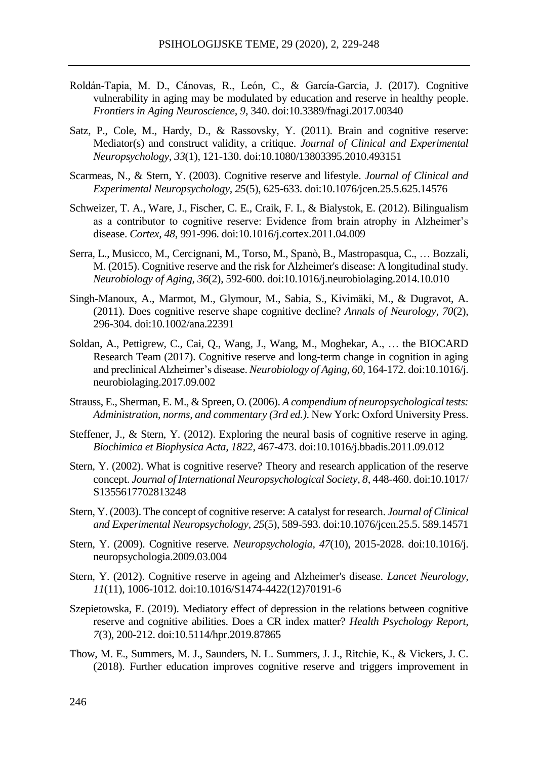Roldán-Tapia, M. D., Cánovas, R., León, C., & García-Garcia, J. (2017). Cognitive vulnerability in aging may be modulated by education and reserve in healthy people. *Frontiers in Aging Neuroscience, 9*, 340. doi:10.3389/fnagi.2017.00340

Satz, P., Cole, M., Hardy, D., & Rassovsky, Y. (2011). Brain and cognitive reserve: Mediator(s) and construct validity, a critique. *Journal of Clinical and Experimental Neuropsychology, 33*(1), 121-130. doi:10.1080/13803395.2010.493151

Scarmeas, N., & Stern, Y. (2003). Cognitive reserve and lifestyle. *Journal of Clinical and Experimental Neuropsychology, 25*(5), 625-633. doi:10.1076/jcen.25.5.625.14576

Schweizer, T. A., Ware, J., Fischer, C. E., Craik, F. I., & Bialystok, E. (2012). Bilingualism as a contributor to cognitive reserve: Evidence from brain atrophy in Alzheimer's disease. *Cortex, 48*, 991-996. doi:10.1016/j.cortex.2011.04.009

Serra, L., Musicco, M., Cercignani, M., Torso, M., Spanò, B., Mastropasqua, C., … Bozzali, M. (2015). Cognitive reserve and the risk for Alzheimer's disease: A longitudinal study. *Neurobiology of Aging, 36*(2), 592-600. doi:10.1016/j.neurobiolaging.2014.10.010

Singh-Manoux, A., Marmot, M., Glymour, M., Sabia, S., Kivimäki, M., & Dugravot, A. (2011). Does cognitive reserve shape cognitive decline? *Annals of Neurology, 70*(2), 296-304. doi:10.1002/ana.22391

Soldan, A., Pettigrew, C., Cai, Q., Wang, J., Wang, M., Moghekar, A., … the BIOCARD Research Team (2017). Cognitive reserve and long-term change in cognition in aging and preclinical Alzheimer's disease. *Neurobiology of Aging, 60*, 164-172. doi:10.1016/j.neurobiolaging.2017.09.002

Strauss, E., Sherman, E. M., & Spreen, O. (2006). *A compendium of neuropsychological tests: Administration, norms, and commentary (3rd ed.)*. New York: Oxford University Press.

Steffener, J., & Stern, Y. (2012). Exploring the neural basis of cognitive reserve in aging. *Biochimica et Biophysica Acta, 1822*, 467-473. doi:10.1016/j.bbadis.2011.09.012

Stern, Y. (2002). What is cognitive reserve? Theory and research application of the reserve concept. *Journal of International Neuropsychological Society, 8*, 448-460. doi:10.1017/S1355617702813248

Stern, Y. (2003). The concept of cognitive reserve: A catalyst for research. *Journal of Clinical and Experimental Neuropsychology, 25*(5), 589-593. doi:10.1076/jcen.25.5. 589.14571

Stern, Y. (2009). Cognitive reserve. *Neuropsychologia, 47*(10), 2015-2028. doi:10.1016/j.neuropsychologia.2009.03.004

Stern, Y. (2012). Cognitive reserve in ageing and Alzheimer's disease. *Lancet Neurology, 11*(11), 1006-1012. doi:10.1016/S1474-4422(12)70191-6

Szepietowska, E. (2019). Mediatory effect of depression in the relations between cognitive reserve and cognitive abilities. Does a CR index matter? *Health Psychology Report, 7*(3), 200-212. doi:10.5114/hpr.2019.87865

Thow, M. E., Summers, M. J., Saunders, N. L. Summers, J. J., Ritchie, K., & Vickers, J. C. (2018). Further education improves cognitive reserve and triggers improvement in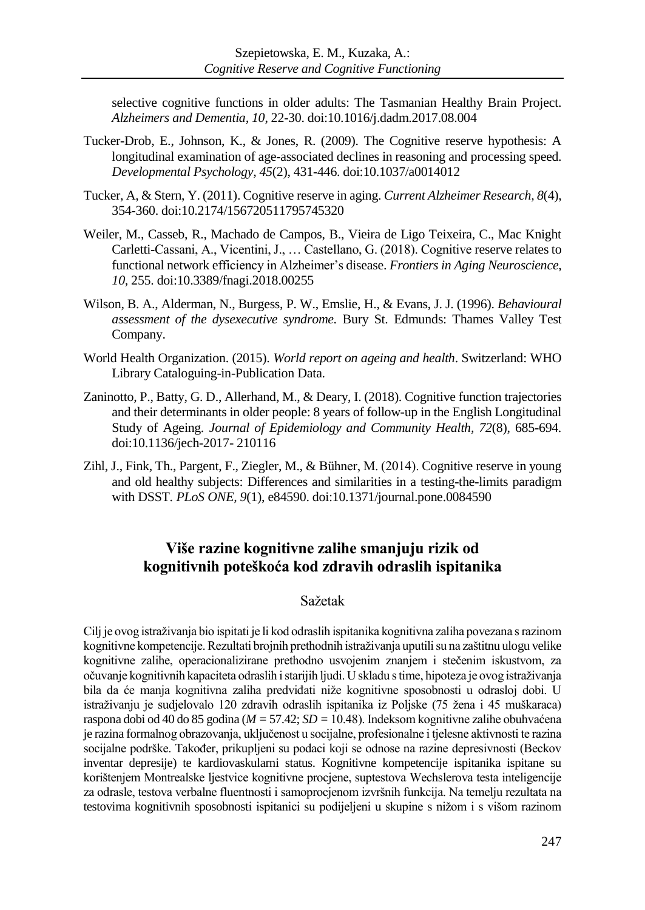selective cognitive functions in older adults: The Tasmanian Healthy Brain Project. *Alzheimers and Dementia, 10*, 22-30. doi:10.1016/j.dadm.2017.08.004

Tucker-Drob, E., Johnson, K., & Jones, R. (2009). The Cognitive reserve hypothesis: A longitudinal examination of age-associated declines in reasoning and processing speed. *Developmental Psychology, 45*(2), 431-446. doi:10.1037/a0014012

Tucker, A, & Stern, Y. (2011). Cognitive reserve in aging. *Current Alzheimer Research, 8*(4), 354-360. doi:10.2174/156720511795745320

Weiler, M., Casseb, R., Machado de Campos, B., Vieira de Ligo Teixeira, C., Mac Knight Carletti-Cassani, A., Vicentini, J., … Castellano, G. (2018). Cognitive reserve relates to functional network efficiency in Alzheimer's disease. *Frontiers in Aging Neuroscience, 10*, 255. doi:10.3389/fnagi.2018.00255

Wilson, B. A., Alderman, N., Burgess, P. W., Emslie, H., & Evans, J. J. (1996). *Behavioural assessment of the dysexecutive syndrome*. Bury St. Edmunds: Thames Valley Test Company.

World Health Organization. (2015). *World report on ageing and health*. Switzerland: WHO Library Cataloguing-in-Publication Data.

Zaninotto, P., Batty, G. D., Allerhand, M., & Deary, I. (2018). Cognitive function trajectories and their determinants in older people: 8 years of follow-up in the English Longitudinal Study of Ageing. *Journal of Epidemiology and Community Health, 72*(8), 685-694. doi:10.1136/jech-2017- 210116

Zihl, J., Fink, Th., Pargent, F., Ziegler, M., & Bühner, M. (2014). Cognitive reserve in young and old healthy subjects: Differences and similarities in a testing-the-limits paradigm with DSST. *PLoS ONE, 9*(1), e84590. doi:10.1371/journal.pone.0084590

## Više razine kognitivne zalihe smanjuju rizik od kognitivnih poteškoća kod zdravih odraslih ispitanika

### Sažetak

Cilj je ovog istraživanja bio ispitati je li kod odraslih ispitanika kognitivna zaliha povezana s razinom kognitivne kompetencije. Rezultati brojnih prethodnih istraživanja uputili su na zaštitnu ulogu velike kognitivne zalihe, operacionalizirane prethodno usvojenim znanjem i stečenim iskustvom, za očuvanje kognitivnih kapaciteta odraslih i starijih ljudi. U skladu s time, hipoteza je ovog istraživanja bila da će manja kognitivna zaliha predviđati niže kognitivne sposobnosti u odrasloj dobi. U istraživanju je sudjelovalo 120 zdravih odraslih ispitanika iz Poljske (75 žena i 45 muškaraca) raspona dobi od 40 do 85 godina ($M$ = 57.42; $SD$ = 10.48). Indeksom kognitivne zalihe obuhvaćena je razina formalnog obrazovanja, uključenost u socijalne, profesionalne i tjelesne aktivnosti te razina socijalne podrške. Također, prikupljeni su podaci koji se odnose na razine depresivnosti (Beckov inventar depresije) te kardiovaskularni status. Kognitivne kompetencije ispitanika ispitane su korištenjem Montrealske ljestvice kognitivne procjene, suptestova Wechslerova testa inteligencije za odrasle, testova verbalne fluentnosti i samoprocjenom izvršnih funkcija. Na temelju rezultata na testovima kognitivnih sposobnosti ispitanici su podijeljeni u skupine s nižom i s višom razinom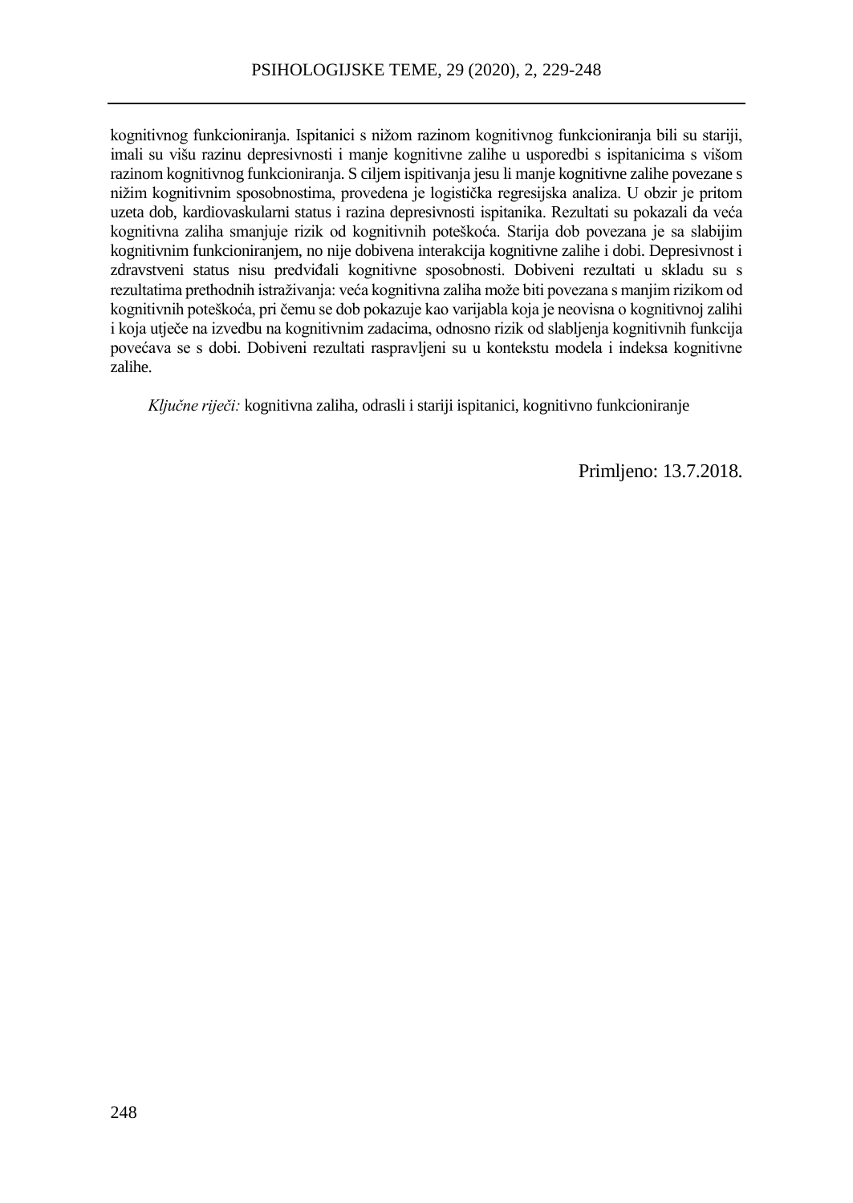kognitivnog funkcioniranja. Ispitanici s nižom razinom kognitivnog funkcioniranja bili su stariji, imali su višu razinu depresivnosti i manje kognitivne zalihe u usporedbi s ispitanicima s višom razinom kognitivnog funkcioniranja. S ciljem ispitivanja jesu li manje kognitivne zalihe povezane s nižim kognitivnim sposobnostima, provedena je logistička regresijska analiza. U obzir je pritom uzeta dob, kardiovaskularni status i razina depresivnosti ispitanika. Rezultati su pokazali da veća kognitivna zaliha smanjuje rizik od kognitivnih poteškoća. Starija dob povezana je sa slabijim kognitivnim funkcioniranjem, no nije dobivena interakcija kognitivne zalihe i dobi. Depresivnost i zdravstveni status nisu predviđali kognitivne sposobnosti. Dobiveni rezultati u skladu su s rezultatima prethodnih istraživanja: veća kognitivna zaliha može biti povezana s manjim rizikom od kognitivnih poteškoća, pri čemu se dob pokazuje kao varijabla koja je neovisna o kognitivnoj zalihi i koja utječe na izvedbu na kognitivnim zadacima, odnosno rizik od slabljenja kognitivnih funkcija povećava se s dobi. Dobiveni rezultati raspravljeni su u kontekstu modela i indeksa kognitivne zalihe.

*Ključne riječi:* kognitivna zaliha, odrasli i stariji ispitanici, kognitivno funkcioniranje

Primljeno: 13.7.2018.